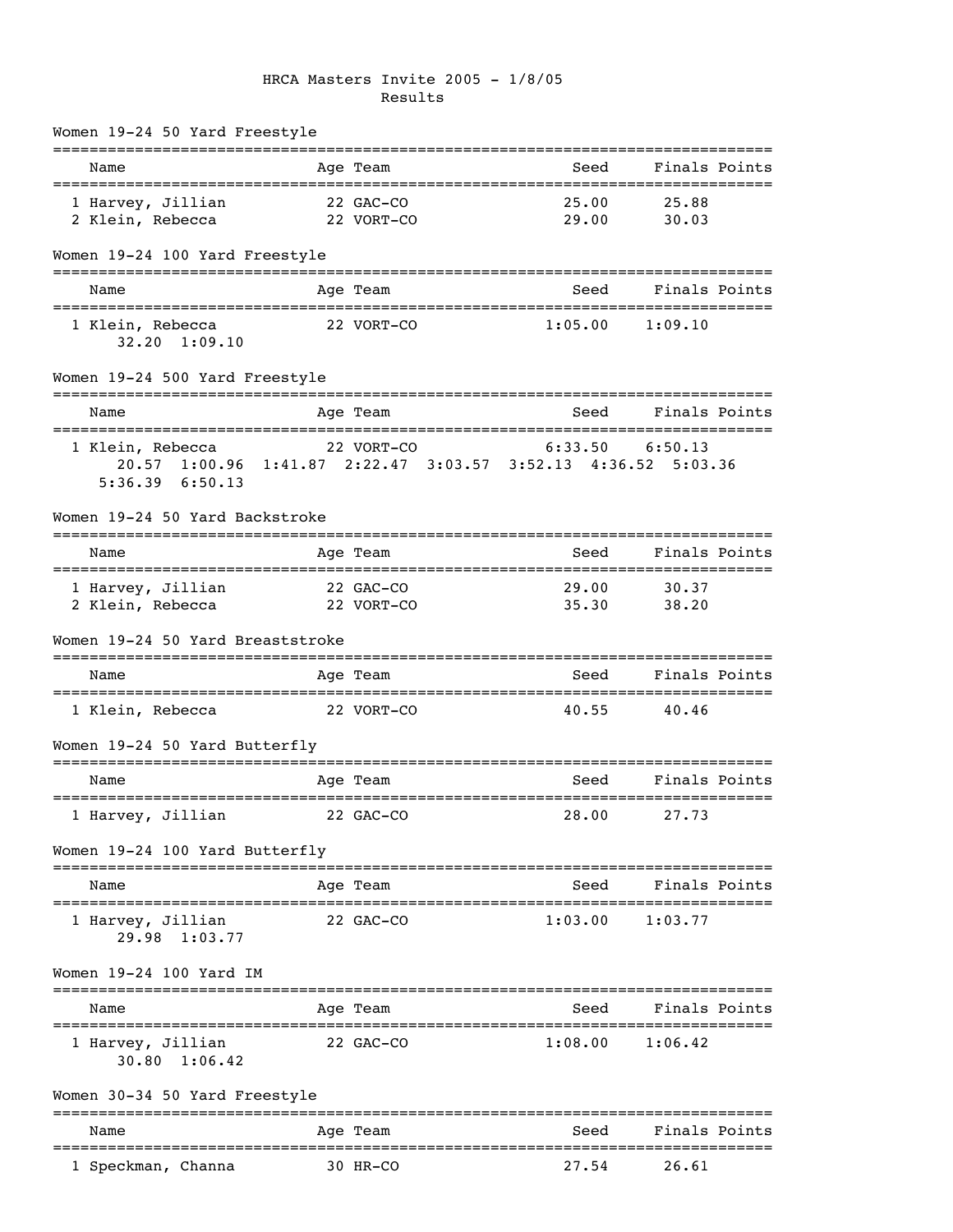# HRCA Masters Invite 2005 - 1/8/05

## Results

### Women 19-24 50 Yard Freestyle

| | Name | Age | Team | Seed | Finals | Points |
|---|---|---|---|---|---|---|
| 1 | Harvey, Jillian | 22 | GAC-CO | 25.00 | 25.88 | |
| 2 | Klein, Rebecca | 22 | VORT-CO | 29.00 | 30.03 | |

### Women 19-24 100 Yard Freestyle

| | Name | Age | Team | Seed | Finals | Points |
|---|---|---|---|---|---|---|
| 1 | Klein, Rebecca | 22 | VORT-CO | 1:05.00 | 1:09.10 | |

Splits: 32.20 1:09.10

### Women 19-24 500 Yard Freestyle

| | Name | Age | Team | Seed | Finals | Points |
|---|---|---|---|---|---|---|
| 1 | Klein, Rebecca | 22 | VORT-CO | 6:33.50 | 6:50.13 | |

Splits: 20.57 1:00.96 1:41.87 2:22.47 3:03.57 3:52.13 4:36.52 5:03.36 5:36.39 6:50.13

### Women 19-24 50 Yard Backstroke

| | Name | Age | Team | Seed | Finals | Points |
|---|---|---|---|---|---|---|
| 1 | Harvey, Jillian | 22 | GAC-CO | 29.00 | 30.37 | |
| 2 | Klein, Rebecca | 22 | VORT-CO | 35.30 | 38.20 | |

### Women 19-24 50 Yard Breaststroke

| | Name | Age | Team | Seed | Finals | Points |
|---|---|---|---|---|---|---|
| 1 | Klein, Rebecca | 22 | VORT-CO | 40.55 | 40.46 | |

### Women 19-24 50 Yard Butterfly

| | Name | Age | Team | Seed | Finals | Points |
|---|---|---|---|---|---|---|
| 1 | Harvey, Jillian | 22 | GAC-CO | 28.00 | 27.73 | |

### Women 19-24 100 Yard Butterfly

| | Name | Age | Team | Seed | Finals | Points |
|---|---|---|---|---|---|---|
| 1 | Harvey, Jillian | 22 | GAC-CO | 1:03.00 | 1:03.77 | |

Splits: 29.98 1:03.77

### Women 19-24 100 Yard IM

| | Name | Age | Team | Seed | Finals | Points |
|---|---|---|---|---|---|---|
| 1 | Harvey, Jillian | 22 | GAC-CO | 1:08.00 | 1:06.42 | |

Splits: 30.80 1:06.42

### Women 30-34 50 Yard Freestyle

| | Name | Age | Team | Seed | Finals | Points |
|---|---|---|---|---|---|---|
| 1 | Speckman, Channa | 30 | HR-CO | 27.54 | 26.61 | |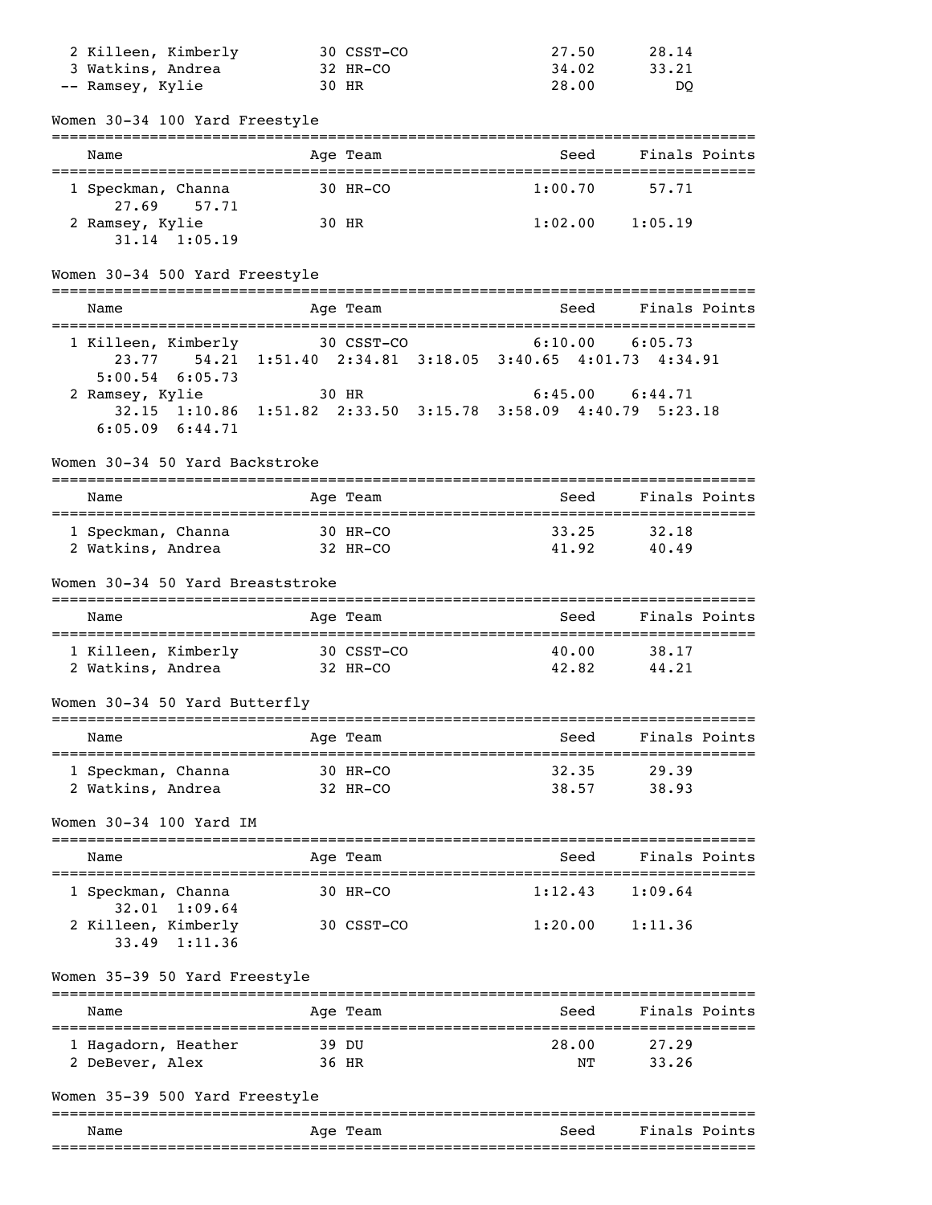| Place | Name | Age | Team | Seed | Finals | Points |
|---|---|---|---|---|---|---|
| 2 | Killeen, Kimberly | 30 | CSST-CO | 27.50 | 28.14 | |
| 3 | Watkins, Andrea | 32 | HR-CO | 34.02 | 33.21 | |
| -- | Ramsey, Kylie | 30 | HR | 28.00 | DQ | |

### Women 30-34 100 Yard Freestyle

| Place | Name | Age | Team | Seed | Finals | Points |
|---|---|---|---|---|---|---|
| 1 | Speckman, Channa | 30 | HR-CO | 1:00.70 | 57.71 | |
| | 27.69 57.71 | | | | | |
| 2 | Ramsey, Kylie | 30 | HR | 1:02.00 | 1:05.19 | |
| | 31.14 1:05.19 | | | | | |

### Women 30-34 500 Yard Freestyle

| Place | Name | Age | Team | Seed | Finals | Points |
|---|---|---|---|---|---|---|
| 1 | Killeen, Kimberly | 30 | CSST-CO | 6:10.00 | 6:05.73 | |
| | 23.77 54.21 1:51.40 2:34.81 3:18.05 3:40.65 4:01.73 4:34.91 5:00.54 6:05.73 | | | | | |
| 2 | Ramsey, Kylie | 30 | HR | 6:45.00 | 6:44.71 | |
| | 32.15 1:10.86 1:51.82 2:33.50 3:15.78 3:58.09 4:40.79 5:23.18 6:05.09 6:44.71 | | | | | |

### Women 30-34 50 Yard Backstroke

| Place | Name | Age | Team | Seed | Finals | Points |
|---|---|---|---|---|---|---|
| 1 | Speckman, Channa | 30 | HR-CO | 33.25 | 32.18 | |
| 2 | Watkins, Andrea | 32 | HR-CO | 41.92 | 40.49 | |

### Women 30-34 50 Yard Breaststroke

| Place | Name | Age | Team | Seed | Finals | Points |
|---|---|---|---|---|---|---|
| 1 | Killeen, Kimberly | 30 | CSST-CO | 40.00 | 38.17 | |
| 2 | Watkins, Andrea | 32 | HR-CO | 42.82 | 44.21 | |

### Women 30-34 50 Yard Butterfly

| Place | Name | Age | Team | Seed | Finals | Points |
|---|---|---|---|---|---|---|
| 1 | Speckman, Channa | 30 | HR-CO | 32.35 | 29.39 | |
| 2 | Watkins, Andrea | 32 | HR-CO | 38.57 | 38.93 | |

### Women 30-34 100 Yard IM

| Place | Name | Age | Team | Seed | Finals | Points |
|---|---|---|---|---|---|---|
| 1 | Speckman, Channa | 30 | HR-CO | 1:12.43 | 1:09.64 | |
| | 32.01 1:09.64 | | | | | |
| 2 | Killeen, Kimberly | 30 | CSST-CO | 1:20.00 | 1:11.36 | |
| | 33.49 1:11.36 | | | | | |

### Women 35-39 50 Yard Freestyle

| Place | Name | Age | Team | Seed | Finals | Points |
|---|---|---|---|---|---|---|
| 1 | Hagadorn, Heather | 39 | DU | 28.00 | 27.29 | |
| 2 | DeBever, Alex | 36 | HR | NT | 33.26 | |

### Women 35-39 500 Yard Freestyle

| Place | Name | Age | Team | Seed | Finals | Points |
|---|---|---|---|---|---|---|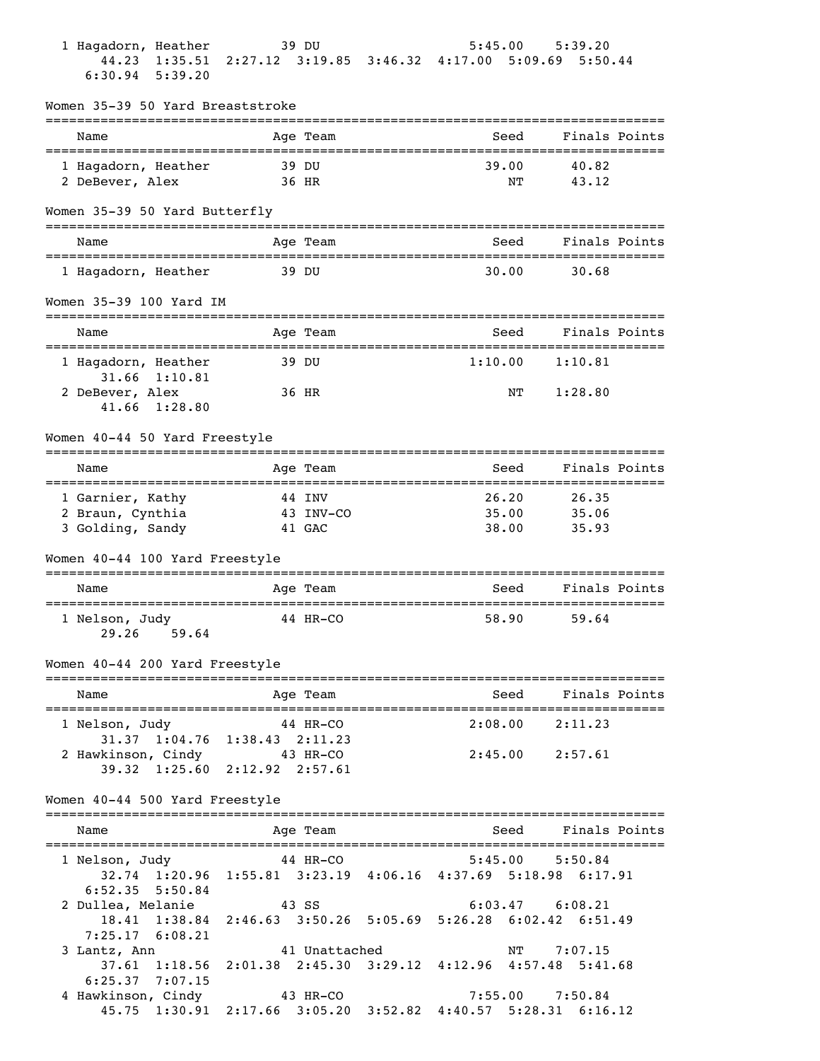1 Hagadorn, Heather 39 DU 5:45.00 5:39.20
44.23 1:35.51 2:27.12 3:19.85 3:46.32 4:17.00 5:09.69 5:50.44
6:30.94 5:39.20

## Women 35-39 50 Yard Breaststroke

| Name | Age | Team | Seed | Finals | Points |
|---|---|---|---|---|---|
| 1 Hagadorn, Heather | 39 | DU | 39.00 | 40.82 | |
| 2 DeBever, Alex | 36 | HR | NT | 43.12 | |

## Women 35-39 50 Yard Butterfly

| Name | Age | Team | Seed | Finals | Points |
|---|---|---|---|---|---|
| 1 Hagadorn, Heather | 39 | DU | 30.00 | 30.68 | |

## Women 35-39 100 Yard IM

| Name | Age | Team | Seed | Finals | Points |
|---|---|---|---|---|---|
| 1 Hagadorn, Heather | 39 | DU | 1:10.00 | 1:10.81 | |
| 31.66 1:10.81 | | | | | |
| 2 DeBever, Alex | 36 | HR | NT | 1:28.80 | |
| 41.66 1:28.80 | | | | | |

## Women 40-44 50 Yard Freestyle

| Name | Age | Team | Seed | Finals | Points |
|---|---|---|---|---|---|
| 1 Garnier, Kathy | 44 | INV | 26.20 | 26.35 | |
| 2 Braun, Cynthia | 43 | INV-CO | 35.00 | 35.06 | |
| 3 Golding, Sandy | 41 | GAC | 38.00 | 35.93 | |

## Women 40-44 100 Yard Freestyle

| Name | Age | Team | Seed | Finals | Points |
|---|---|---|---|---|---|
| 1 Nelson, Judy | 44 | HR-CO | 58.90 | 59.64 | |
| 29.26 59.64 | | | | | |

## Women 40-44 200 Yard Freestyle

| Name | Age | Team | Seed | Finals | Points |
|---|---|---|---|---|---|
| 1 Nelson, Judy | 44 | HR-CO | 2:08.00 | 2:11.23 | |
| 31.37 1:04.76 1:38.43 2:11.23 | | | | | |
| 2 Hawkinson, Cindy | 43 | HR-CO | 2:45.00 | 2:57.61 | |
| 39.32 1:25.60 2:12.92 2:57.61 | | | | | |

## Women 40-44 500 Yard Freestyle

| Name | Age | Team | Seed | Finals | Points |
|---|---|---|---|---|---|
| 1 Nelson, Judy | 44 | HR-CO | 5:45.00 | 5:50.84 | |
| 32.74 1:20.96 1:55.81 3:23.19 4:06.16 4:37.69 5:18.98 6:17.91 6:52.35 5:50.84 | | | | | |
| 2 Dullea, Melanie | 43 | SS | 6:03.47 | 6:08.21 | |
| 18.41 1:38.84 2:46.63 3:50.26 5:05.69 5:26.28 6:02.42 6:51.49 7:25.17 6:08.21 | | | | | |
| 3 Lantz, Ann | 41 | Unattached | NT | 7:07.15 | |
| 37.61 1:18.56 2:01.38 2:45.30 3:29.12 4:12.96 4:57.48 5:41.68 6:25.37 7:07.15 | | | | | |
| 4 Hawkinson, Cindy | 43 | HR-CO | 7:55.00 | 7:50.84 | |
| 45.75 1:30.91 2:17.66 3:05.20 3:52.82 4:40.57 5:28.31 6:16.12 | | | | | |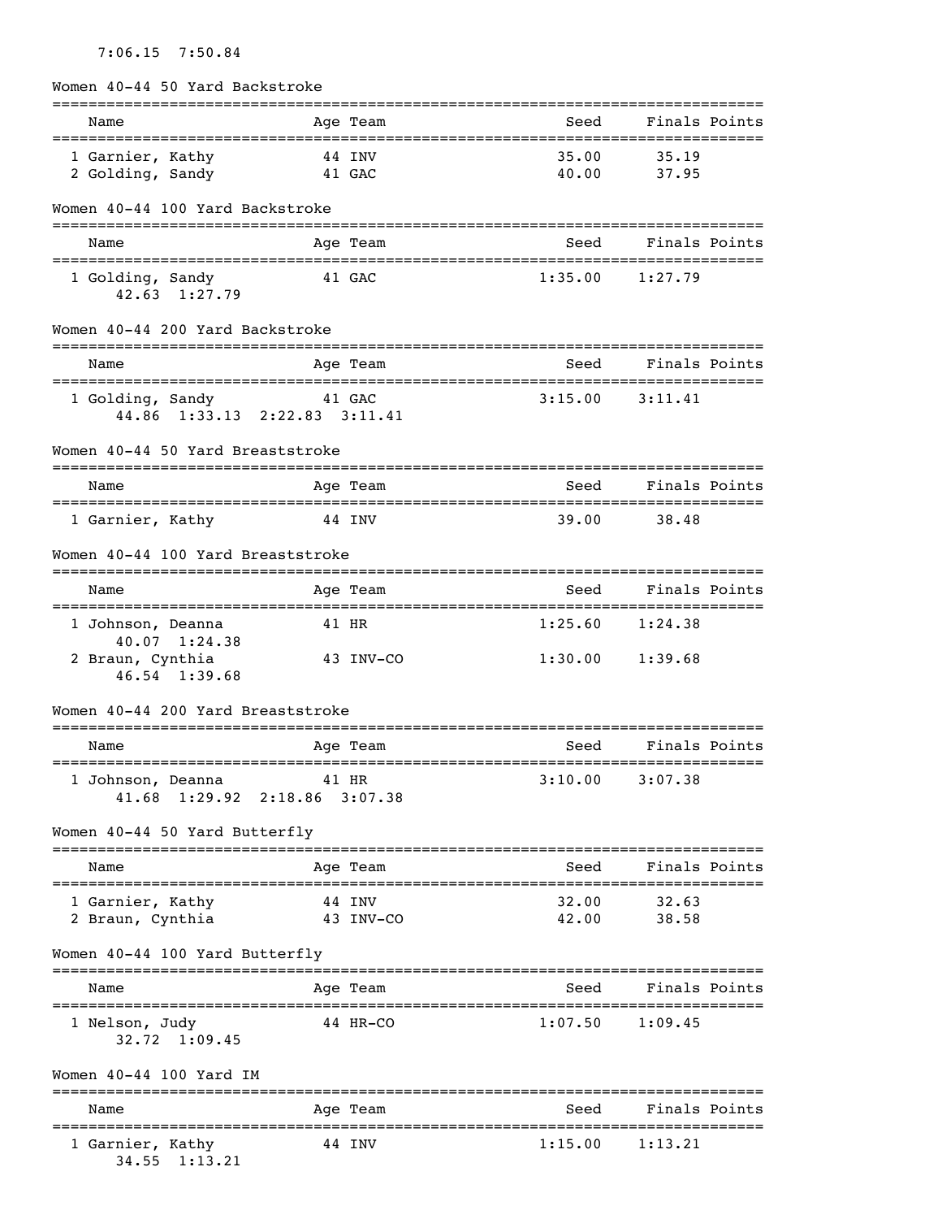7:06.15 7:50.84

## Women 40-44 50 Yard Backstroke

| Name | Age | Team | Seed | Finals | Points |
|---|---|---|---|---|---|
| 1 Garnier, Kathy | 44 | INV | 35.00 | 35.19 | |
| 2 Golding, Sandy | 41 | GAC | 40.00 | 37.95 | |

## Women 40-44 100 Yard Backstroke

| Name | Age | Team | Seed | Finals | Points |
|---|---|---|---|---|---|
| 1 Golding, Sandy | 41 | GAC | 1:35.00 | 1:27.79 | |
| 42.63 1:27.79 | | | | | |

## Women 40-44 200 Yard Backstroke

| Name | Age | Team | Seed | Finals | Points |
|---|---|---|---|---|---|
| 1 Golding, Sandy | 41 | GAC | 3:15.00 | 3:11.41 | |
| 44.86 1:33.13 2:22.83 3:11.41 | | | | | |

## Women 40-44 50 Yard Breaststroke

| Name | Age | Team | Seed | Finals | Points |
|---|---|---|---|---|---|
| 1 Garnier, Kathy | 44 | INV | 39.00 | 38.48 | |

## Women 40-44 100 Yard Breaststroke

| Name | Age | Team | Seed | Finals | Points |
|---|---|---|---|---|---|
| 1 Johnson, Deanna | 41 | HR | 1:25.60 | 1:24.38 | |
| 40.07 1:24.38 | | | | | |
| 2 Braun, Cynthia | 43 | INV-CO | 1:30.00 | 1:39.68 | |
| 46.54 1:39.68 | | | | | |

## Women 40-44 200 Yard Breaststroke

| Name | Age | Team | Seed | Finals | Points |
|---|---|---|---|---|---|
| 1 Johnson, Deanna | 41 | HR | 3:10.00 | 3:07.38 | |
| 41.68 1:29.92 2:18.86 3:07.38 | | | | | |

## Women 40-44 50 Yard Butterfly

| Name | Age | Team | Seed | Finals | Points |
|---|---|---|---|---|---|
| 1 Garnier, Kathy | 44 | INV | 32.00 | 32.63 | |
| 2 Braun, Cynthia | 43 | INV-CO | 42.00 | 38.58 | |

## Women 40-44 100 Yard Butterfly

| Name | Age | Team | Seed | Finals | Points |
|---|---|---|---|---|---|
| 1 Nelson, Judy | 44 | HR-CO | 1:07.50 | 1:09.45 | |
| 32.72 1:09.45 | | | | | |

## Women 40-44 100 Yard IM

| Name | Age | Team | Seed | Finals | Points |
|---|---|---|---|---|---|
| 1 Garnier, Kathy | 44 | INV | 1:15.00 | 1:13.21 | |
| 34.55 1:13.21 | | | | | |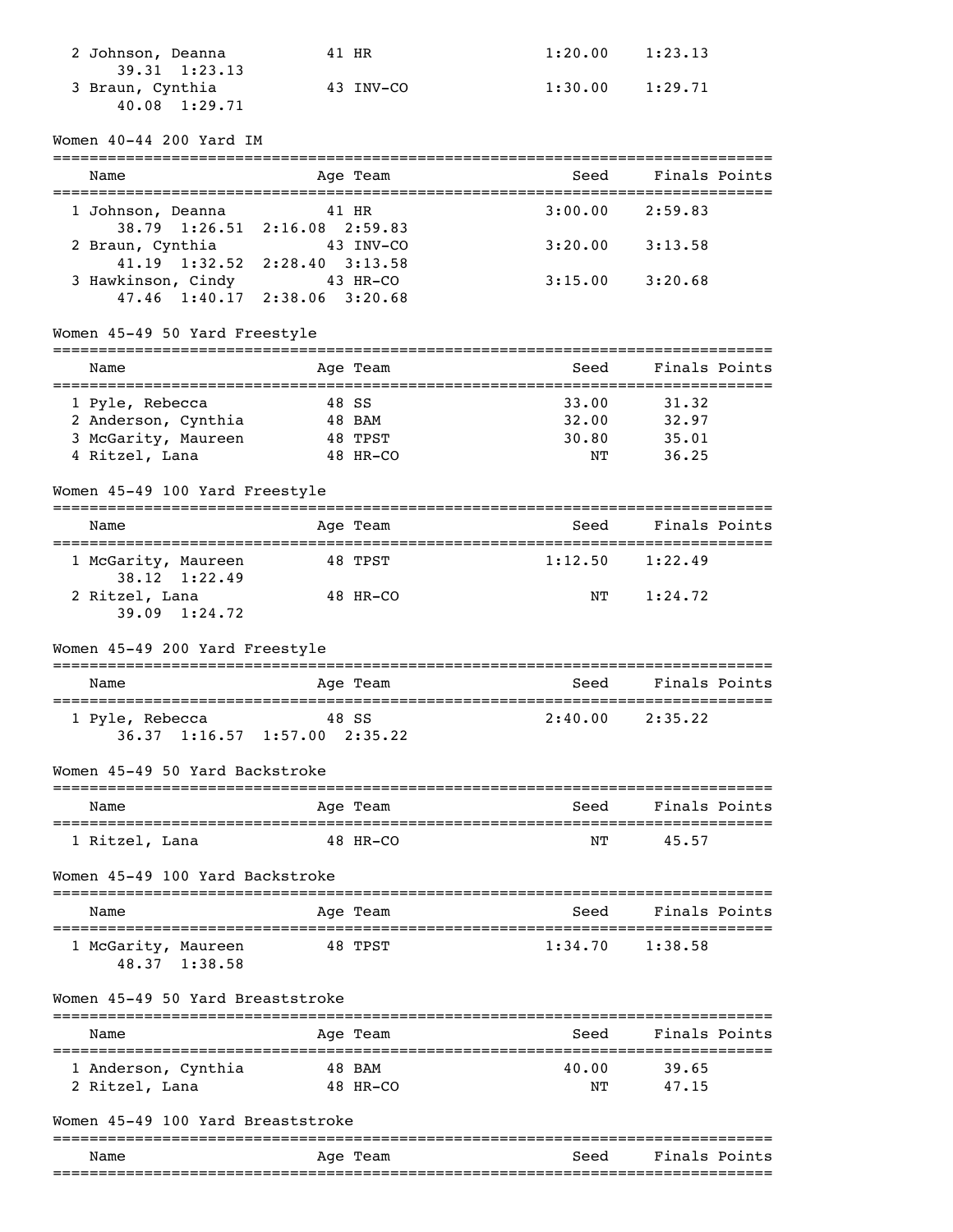| Name | Age | Team | Seed | Finals | Points |
|---|---|---|---|---|---|
| 2 Johnson, Deanna | 41 | HR | 1:20.00 | 1:23.13 | |
| 39.31  1:23.13 | | | | | |
| 3 Braun, Cynthia | 43 | INV-CO | 1:30.00 | 1:29.71 | |
| 40.08  1:29.71 | | | | | |

Women 40-44 200 Yard IM

| Name | Age | Team | Seed | Finals | Points |
|---|---|---|---|---|---|
| 1 Johnson, Deanna | 41 | HR | 3:00.00 | 2:59.83 | |
| 38.79  1:26.51  2:16.08  2:59.83 | | | | | |
| 2 Braun, Cynthia | 43 | INV-CO | 3:20.00 | 3:13.58 | |
| 41.19  1:32.52  2:28.40  3:13.58 | | | | | |
| 3 Hawkinson, Cindy | 43 | HR-CO | 3:15.00 | 3:20.68 | |
| 47.46  1:40.17  2:38.06  3:20.68 | | | | | |

Women 45-49 50 Yard Freestyle

| Name | Age | Team | Seed | Finals | Points |
|---|---|---|---|---|---|
| 1 Pyle, Rebecca | 48 | SS | 33.00 | 31.32 | |
| 2 Anderson, Cynthia | 48 | BAM | 32.00 | 32.97 | |
| 3 McGarity, Maureen | 48 | TPST | 30.80 | 35.01 | |
| 4 Ritzel, Lana | 48 | HR-CO | NT | 36.25 | |

Women 45-49 100 Yard Freestyle

| Name | Age | Team | Seed | Finals | Points |
|---|---|---|---|---|---|
| 1 McGarity, Maureen | 48 | TPST | 1:12.50 | 1:22.49 | |
| 38.12  1:22.49 | | | | | |
| 2 Ritzel, Lana | 48 | HR-CO | NT | 1:24.72 | |
| 39.09  1:24.72 | | | | | |

Women 45-49 200 Yard Freestyle

| Name | Age | Team | Seed | Finals | Points |
|---|---|---|---|---|---|
| 1 Pyle, Rebecca | 48 | SS | 2:40.00 | 2:35.22 | |
| 36.37  1:16.57  1:57.00  2:35.22 | | | | | |

Women 45-49 50 Yard Backstroke

| Name | Age | Team | Seed | Finals | Points |
|---|---|---|---|---|---|
| 1 Ritzel, Lana | 48 | HR-CO | NT | 45.57 | |

Women 45-49 100 Yard Backstroke

| Name | Age | Team | Seed | Finals | Points |
|---|---|---|---|---|---|
| 1 McGarity, Maureen | 48 | TPST | 1:34.70 | 1:38.58 | |
| 48.37  1:38.58 | | | | | |

Women 45-49 50 Yard Breaststroke

| Name | Age | Team | Seed | Finals | Points |
|---|---|---|---|---|---|
| 1 Anderson, Cynthia | 48 | BAM | 40.00 | 39.65 | |
| 2 Ritzel, Lana | 48 | HR-CO | NT | 47.15 | |

Women 45-49 100 Yard Breaststroke

| Name | Age | Team | Seed | Finals | Points |
|---|---|---|---|---|---|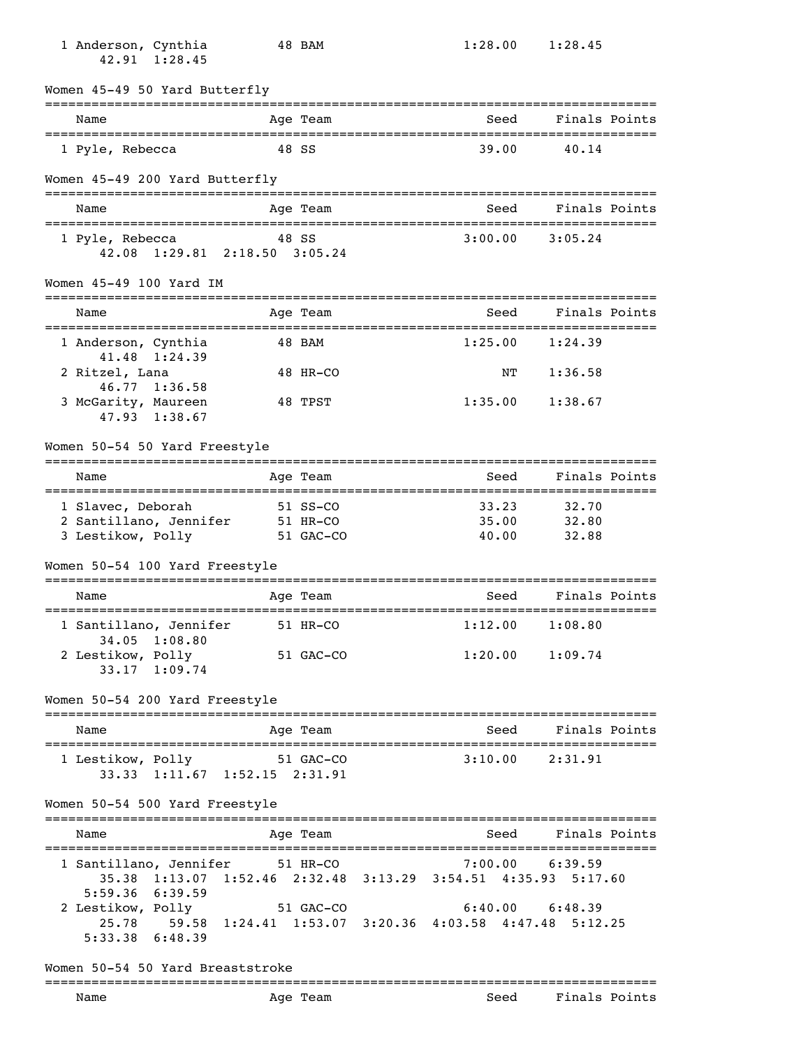| Name | Age | Team | Seed | Finals | Points |
|---|---|---|---|---|---|
| 1 Anderson, Cynthia | 48 | BAM | 1:28.00 | 1:28.45 | |
| 42.91 1:28.45 | | | | | |

## Women 45-49 50 Yard Butterfly

| Name | Age | Team | Seed | Finals | Points |
|---|---|---|---|---|---|
| 1 Pyle, Rebecca | 48 | SS | 39.00 | 40.14 | |

## Women 45-49 200 Yard Butterfly

| Name | Age | Team | Seed | Finals | Points |
|---|---|---|---|---|---|
| 1 Pyle, Rebecca | 48 | SS | 3:00.00 | 3:05.24 | |
| 42.08 1:29.81 2:18.50 3:05.24 | | | | | |

## Women 45-49 100 Yard IM

| Name | Age | Team | Seed | Finals | Points |
|---|---|---|---|---|---|
| 1 Anderson, Cynthia | 48 | BAM | 1:25.00 | 1:24.39 | |
| 41.48 1:24.39 | | | | | |
| 2 Ritzel, Lana | 48 | HR-CO | NT | 1:36.58 | |
| 46.77 1:36.58 | | | | | |
| 3 McGarity, Maureen | 48 | TPST | 1:35.00 | 1:38.67 | |
| 47.93 1:38.67 | | | | | |

## Women 50-54 50 Yard Freestyle

| Name | Age | Team | Seed | Finals | Points |
|---|---|---|---|---|---|
| 1 Slavec, Deborah | 51 | SS-CO | 33.23 | 32.70 | |
| 2 Santillano, Jennifer | 51 | HR-CO | 35.00 | 32.80 | |
| 3 Lestikow, Polly | 51 | GAC-CO | 40.00 | 32.88 | |

## Women 50-54 100 Yard Freestyle

| Name | Age | Team | Seed | Finals | Points |
|---|---|---|---|---|---|
| 1 Santillano, Jennifer | 51 | HR-CO | 1:12.00 | 1:08.80 | |
| 34.05 1:08.80 | | | | | |
| 2 Lestikow, Polly | 51 | GAC-CO | 1:20.00 | 1:09.74 | |
| 33.17 1:09.74 | | | | | |

## Women 50-54 200 Yard Freestyle

| Name | Age | Team | Seed | Finals | Points |
|---|---|---|---|---|---|
| 1 Lestikow, Polly | 51 | GAC-CO | 3:10.00 | 2:31.91 | |
| 33.33 1:11.67 1:52.15 2:31.91 | | | | | |

## Women 50-54 500 Yard Freestyle

| Name | Age | Team | Seed | Finals | Points |
|---|---|---|---|---|---|
| 1 Santillano, Jennifer | 51 | HR-CO | 7:00.00 | 6:39.59 | |
| 35.38 1:13.07 1:52.46 2:32.48 3:13.29 3:54.51 4:35.93 5:17.60 5:59.36 6:39.59 | | | | | |
| 2 Lestikow, Polly | 51 | GAC-CO | 6:40.00 | 6:48.39 | |
| 25.78 59.58 1:24.41 1:53.07 3:20.36 4:03.58 4:47.48 5:12.25 5:33.38 6:48.39 | | | | | |

## Women 50-54 50 Yard Breaststroke

| Name | Age | Team | Seed | Finals | Points |
|---|---|---|---|---|---|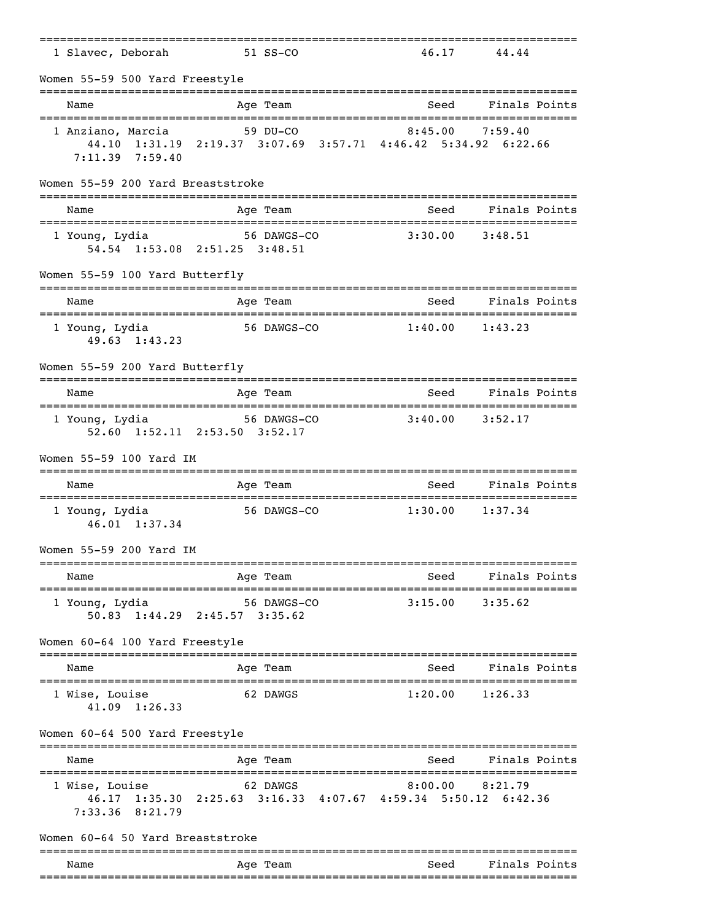| | Name | Age | Team | Seed | Finals | Points |
|---|---|---|---|---|---|---|
| 1 | Slavec, Deborah | 51 | SS-CO | 46.17 | 44.44 | |

## Women 55-59 500 Yard Freestyle

| | Name | Age | Team | Seed | Finals | Points |
|---|---|---|---|---|---|---|
| 1 | Anziano, Marcia | 59 | DU-CO | 8:45.00 | 7:59.40 | |

44.10 1:31.19 2:19.37 3:07.69 3:57.71 4:46.42 5:34.92 6:22.66 7:11.39 7:59.40

## Women 55-59 200 Yard Breaststroke

| | Name | Age | Team | Seed | Finals | Points |
|---|---|---|---|---|---|---|
| 1 | Young, Lydia | 56 | DAWGS-CO | 3:30.00 | 3:48.51 | |

54.54 1:53.08 2:51.25 3:48.51

## Women 55-59 100 Yard Butterfly

| | Name | Age | Team | Seed | Finals | Points |
|---|---|---|---|---|---|---|
| 1 | Young, Lydia | 56 | DAWGS-CO | 1:40.00 | 1:43.23 | |

49.63 1:43.23

## Women 55-59 200 Yard Butterfly

| | Name | Age | Team | Seed | Finals | Points |
|---|---|---|---|---|---|---|
| 1 | Young, Lydia | 56 | DAWGS-CO | 3:40.00 | 3:52.17 | |

52.60 1:52.11 2:53.50 3:52.17

## Women 55-59 100 Yard IM

| | Name | Age | Team | Seed | Finals | Points |
|---|---|---|---|---|---|---|
| 1 | Young, Lydia | 56 | DAWGS-CO | 1:30.00 | 1:37.34 | |

46.01 1:37.34

## Women 55-59 200 Yard IM

| | Name | Age | Team | Seed | Finals | Points |
|---|---|---|---|---|---|---|
| 1 | Young, Lydia | 56 | DAWGS-CO | 3:15.00 | 3:35.62 | |

50.83 1:44.29 2:45.57 3:35.62

## Women 60-64 100 Yard Freestyle

| | Name | Age | Team | Seed | Finals | Points |
|---|---|---|---|---|---|---|
| 1 | Wise, Louise | 62 | DAWGS | 1:20.00 | 1:26.33 | |

41.09 1:26.33

## Women 60-64 500 Yard Freestyle

| | Name | Age | Team | Seed | Finals | Points |
|---|---|---|---|---|---|---|
| 1 | Wise, Louise | 62 | DAWGS | 8:00.00 | 8:21.79 | |

46.17 1:35.30 2:25.63 3:16.33 4:07.67 4:59.34 5:50.12 6:42.36 7:33.36 8:21.79

## Women 60-64 50 Yard Breaststroke

| | Name | Age | Team | Seed | Finals | Points |
|---|---|---|---|---|---|---|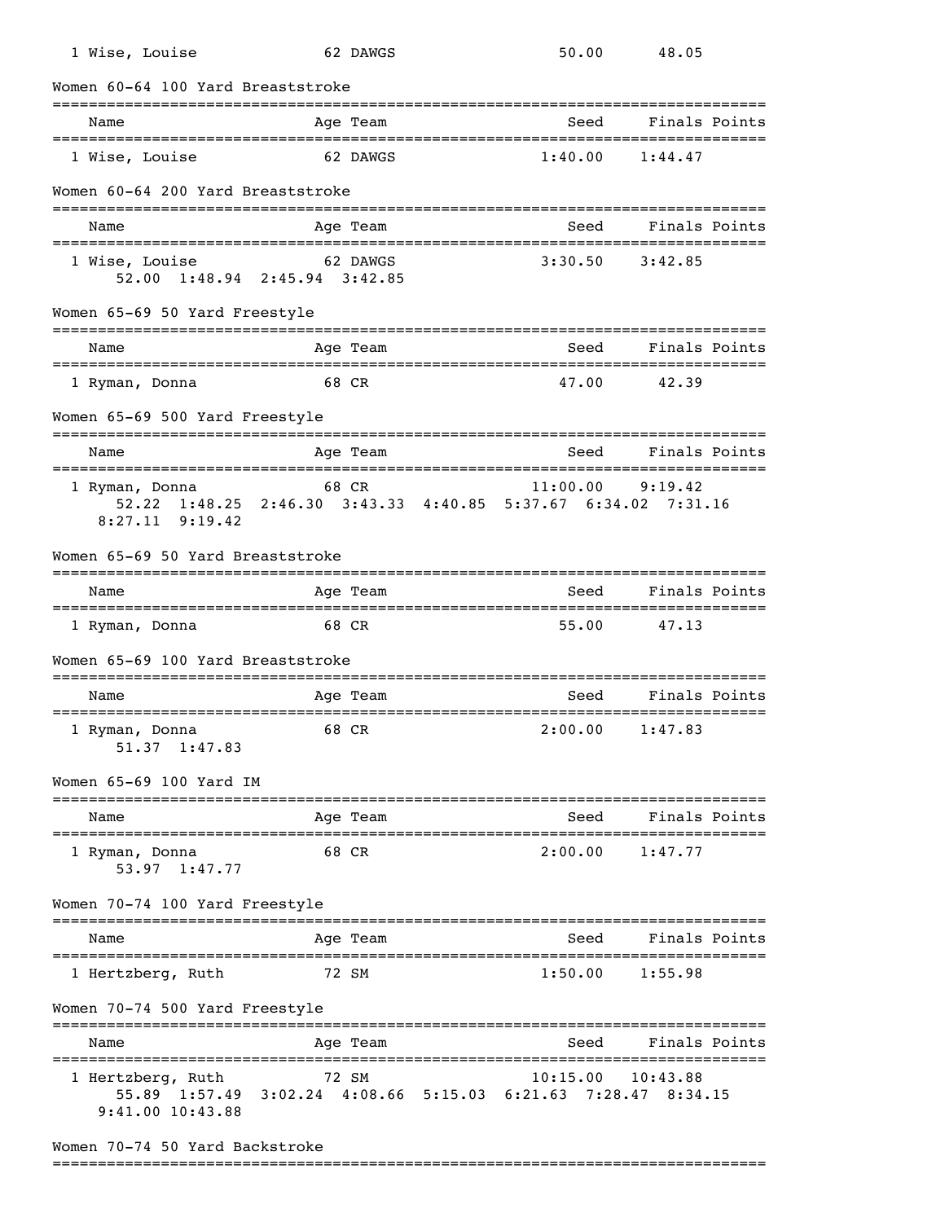| Name | Age | Team | Seed | Finals | Points |
|---|---|---|---|---|---|
| 1 Wise, Louise | 62 | DAWGS | 50.00 | 48.05 | |

### Women 60-64 100 Yard Breaststroke

| Name | Age | Team | Seed | Finals | Points |
|---|---|---|---|---|---|
| 1 Wise, Louise | 62 | DAWGS | 1:40.00 | 1:44.47 | |

### Women 60-64 200 Yard Breaststroke

| Name | Age | Team | Seed | Finals | Points |
|---|---|---|---|---|---|
| 1 Wise, Louise | 62 | DAWGS | 3:30.50 | 3:42.85 | |

Splits: 52.00 1:48.94 2:45.94 3:42.85

### Women 65-69 50 Yard Freestyle

| Name | Age | Team | Seed | Finals | Points |
|---|---|---|---|---|---|
| 1 Ryman, Donna | 68 | CR | 47.00 | 42.39 | |

### Women 65-69 500 Yard Freestyle

| Name | Age | Team | Seed | Finals | Points |
|---|---|---|---|---|---|
| 1 Ryman, Donna | 68 | CR | 11:00.00 | 9:19.42 | |

Splits: 52.22 1:48.25 2:46.30 3:43.33 4:40.85 5:37.67 6:34.02 7:31.16 8:27.11 9:19.42

### Women 65-69 50 Yard Breaststroke

| Name | Age | Team | Seed | Finals | Points |
|---|---|---|---|---|---|
| 1 Ryman, Donna | 68 | CR | 55.00 | 47.13 | |

### Women 65-69 100 Yard Breaststroke

| Name | Age | Team | Seed | Finals | Points |
|---|---|---|---|---|---|
| 1 Ryman, Donna | 68 | CR | 2:00.00 | 1:47.83 | |

Splits: 51.37 1:47.83

### Women 65-69 100 Yard IM

| Name | Age | Team | Seed | Finals | Points |
|---|---|---|---|---|---|
| 1 Ryman, Donna | 68 | CR | 2:00.00 | 1:47.77 | |

Splits: 53.97 1:47.77

### Women 70-74 100 Yard Freestyle

| Name | Age | Team | Seed | Finals | Points |
|---|---|---|---|---|---|
| 1 Hertzberg, Ruth | 72 | SM | 1:50.00 | 1:55.98 | |

### Women 70-74 500 Yard Freestyle

| Name | Age | Team | Seed | Finals | Points |
|---|---|---|---|---|---|
| 1 Hertzberg, Ruth | 72 | SM | 10:15.00 | 10:43.88 | |

Splits: 55.89 1:57.49 3:02.24 4:08.66 5:15.03 6:21.63 7:28.47 8:34.15 9:41.00 10:43.88

### Women 70-74 50 Yard Backstroke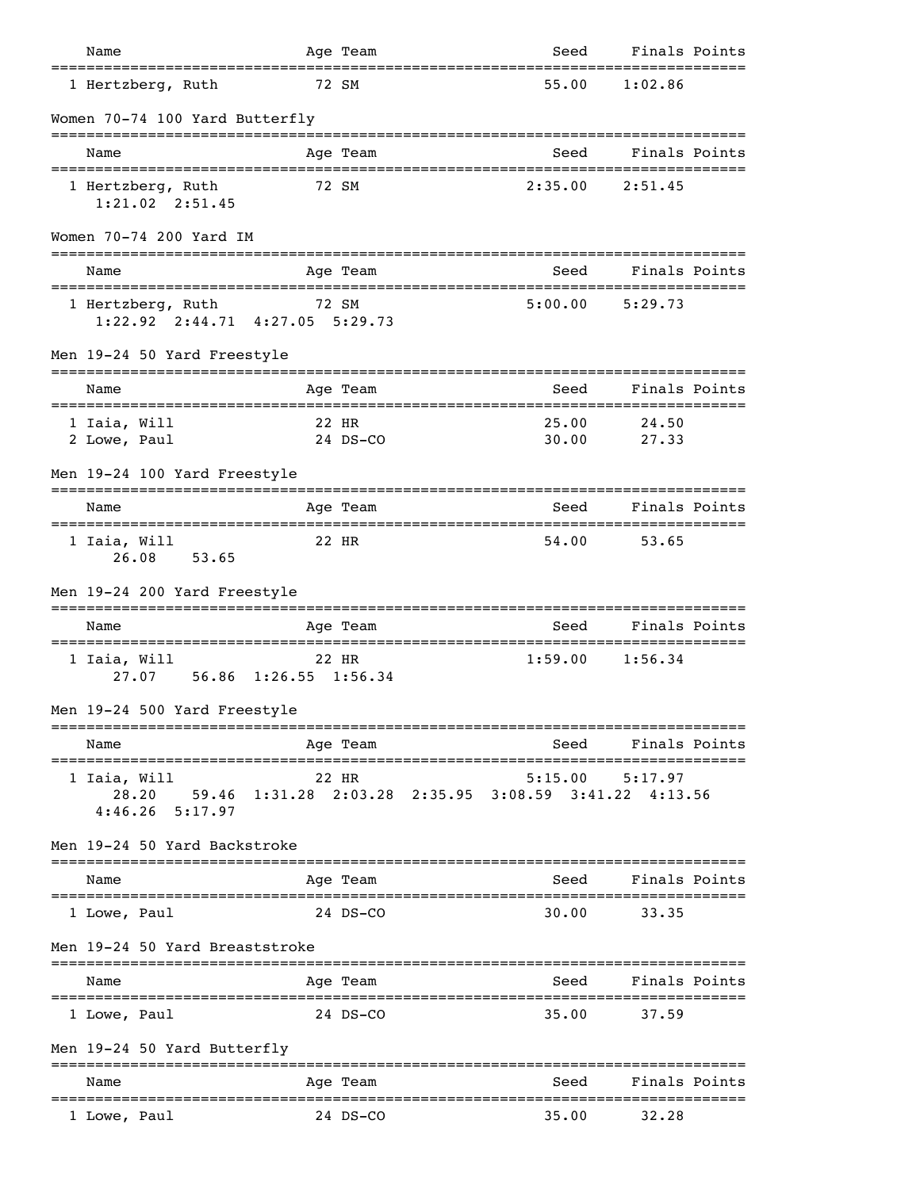| Name | Age | Team | Seed | Finals | Points |
|---|---|---|---|---|---|
| 1 Hertzberg, Ruth | 72 | SM | 55.00 | 1:02.86 | |

## Women 70-74 100 Yard Butterfly

| Name | Age | Team | Seed | Finals | Points |
|---|---|---|---|---|---|
| 1 Hertzberg, Ruth | 72 | SM | 2:35.00 | 2:51.45 | |
| 1:21.02  2:51.45 | | | | | |

## Women 70-74 200 Yard IM

| Name | Age | Team | Seed | Finals | Points |
|---|---|---|---|---|---|
| 1 Hertzberg, Ruth | 72 | SM | 5:00.00 | 5:29.73 | |
| 1:22.92  2:44.71  4:27.05  5:29.73 | | | | | |

## Men 19-24 50 Yard Freestyle

| Name | Age | Team | Seed | Finals | Points |
|---|---|---|---|---|---|
| 1 Iaia, Will | 22 | HR | 25.00 | 24.50 | |
| 2 Lowe, Paul | 24 | DS-CO | 30.00 | 27.33 | |

## Men 19-24 100 Yard Freestyle

| Name | Age | Team | Seed | Finals | Points |
|---|---|---|---|---|---|
| 1 Iaia, Will | 22 | HR | 54.00 | 53.65 | |
| 26.08  53.65 | | | | | |

## Men 19-24 200 Yard Freestyle

| Name | Age | Team | Seed | Finals | Points |
|---|---|---|---|---|---|
| 1 Iaia, Will | 22 | HR | 1:59.00 | 1:56.34 | |
| 27.07  56.86  1:26.55  1:56.34 | | | | | |

## Men 19-24 500 Yard Freestyle

| Name | Age | Team | Seed | Finals | Points |
|---|---|---|---|---|---|
| 1 Iaia, Will | 22 | HR | 5:15.00 | 5:17.97 | |
| 28.20  59.46  1:31.28  2:03.28  2:35.95  3:08.59  3:41.22  4:13.56  4:46.26  5:17.97 | | | | | |

## Men 19-24 50 Yard Backstroke

| Name | Age | Team | Seed | Finals | Points |
|---|---|---|---|---|---|
| 1 Lowe, Paul | 24 | DS-CO | 30.00 | 33.35 | |

## Men 19-24 50 Yard Breaststroke

| Name | Age | Team | Seed | Finals | Points |
|---|---|---|---|---|---|
| 1 Lowe, Paul | 24 | DS-CO | 35.00 | 37.59 | |

## Men 19-24 50 Yard Butterfly

| Name | Age | Team | Seed | Finals | Points |
|---|---|---|---|---|---|
| 1 Lowe, Paul | 24 | DS-CO | 35.00 | 32.28 | |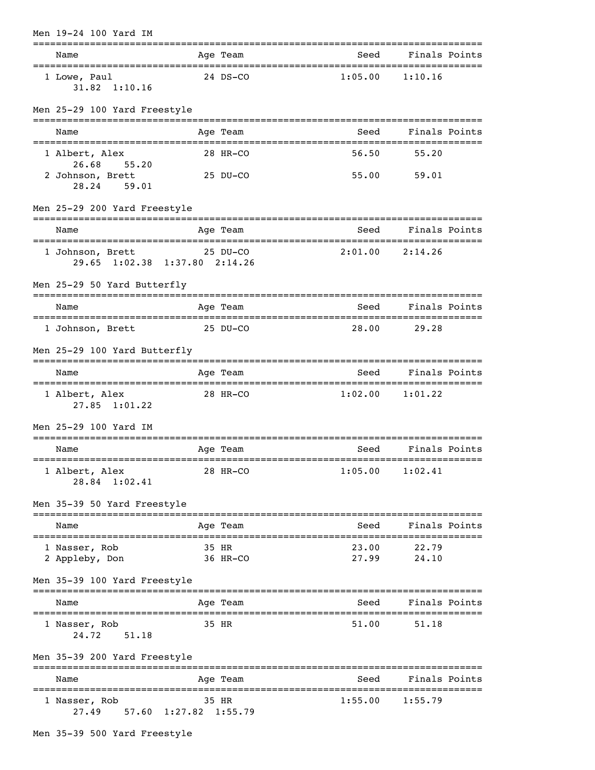## Men 19-24 100 Yard IM

| Name | Age | Team | Seed | Finals | Points |
|---|---|---|---|---|---|
| 1 Lowe, Paul | 24 | DS-CO | 1:05.00 | 1:10.16 | |
| 31.82 1:10.16 | | | | | |

## Men 25-29 100 Yard Freestyle

| Name | Age | Team | Seed | Finals | Points |
|---|---|---|---|---|---|
| 1 Albert, Alex | 28 | HR-CO | 56.50 | 55.20 | |
| 26.68 55.20 | | | | | |
| 2 Johnson, Brett | 25 | DU-CO | 55.00 | 59.01 | |
| 28.24 59.01 | | | | | |

## Men 25-29 200 Yard Freestyle

| Name | Age | Team | Seed | Finals | Points |
|---|---|---|---|---|---|
| 1 Johnson, Brett | 25 | DU-CO | 2:01.00 | 2:14.26 | |
| 29.65 1:02.38 1:37.80 2:14.26 | | | | | |

## Men 25-29 50 Yard Butterfly

| Name | Age | Team | Seed | Finals | Points |
|---|---|---|---|---|---|
| 1 Johnson, Brett | 25 | DU-CO | 28.00 | 29.28 | |

## Men 25-29 100 Yard Butterfly

| Name | Age | Team | Seed | Finals | Points |
|---|---|---|---|---|---|
| 1 Albert, Alex | 28 | HR-CO | 1:02.00 | 1:01.22 | |
| 27.85 1:01.22 | | | | | |

## Men 25-29 100 Yard IM

| Name | Age | Team | Seed | Finals | Points |
|---|---|---|---|---|---|
| 1 Albert, Alex | 28 | HR-CO | 1:05.00 | 1:02.41 | |
| 28.84 1:02.41 | | | | | |

## Men 35-39 50 Yard Freestyle

| Name | Age | Team | Seed | Finals | Points |
|---|---|---|---|---|---|
| 1 Nasser, Rob | 35 | HR | 23.00 | 22.79 | |
| 2 Appleby, Don | 36 | HR-CO | 27.99 | 24.10 | |

## Men 35-39 100 Yard Freestyle

| Name | Age | Team | Seed | Finals | Points |
|---|---|---|---|---|---|
| 1 Nasser, Rob | 35 | HR | 51.00 | 51.18 | |
| 24.72 51.18 | | | | | |

## Men 35-39 200 Yard Freestyle

| Name | Age | Team | Seed | Finals | Points |
|---|---|---|---|---|---|
| 1 Nasser, Rob | 35 | HR | 1:55.00 | 1:55.79 | |
| 27.49 57.60 1:27.82 1:55.79 | | | | | |

## Men 35-39 500 Yard Freestyle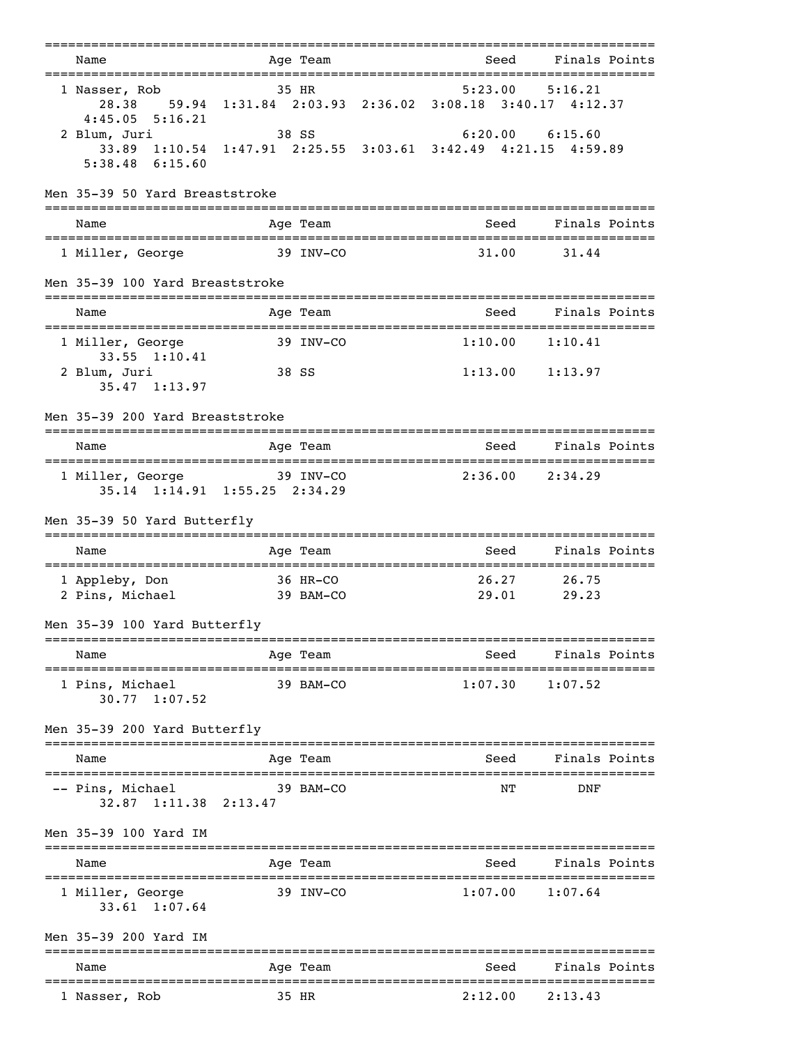| Name | Age | Team | Seed | Finals | Points |
|---|---|---|---|---|---|
| 1 Nasser, Rob | 35 | HR | 5:23.00 | 5:16.21 | |
| 28.38  59.94  1:31.84  2:03.93  2:36.02  3:08.18  3:40.17  4:12.37  4:45.05  5:16.21 | | | | | |
| 2 Blum, Juri | 38 | SS | 6:20.00 | 6:15.60 | |
| 33.89  1:10.54  1:47.91  2:25.55  3:03.61  3:42.49  4:21.15  4:59.89  5:38.48  6:15.60 | | | | | |

## Men 35-39 50 Yard Breaststroke

| Name | Age | Team | Seed | Finals | Points |
|---|---|---|---|---|---|
| 1 Miller, George | 39 | INV-CO | 31.00 | 31.44 | |

## Men 35-39 100 Yard Breaststroke

| Name | Age | Team | Seed | Finals | Points |
|---|---|---|---|---|---|
| 1 Miller, George | 39 | INV-CO | 1:10.00 | 1:10.41 | |
| 33.55  1:10.41 | | | | | |
| 2 Blum, Juri | 38 | SS | 1:13.00 | 1:13.97 | |
| 35.47  1:13.97 | | | | | |

## Men 35-39 200 Yard Breaststroke

| Name | Age | Team | Seed | Finals | Points |
|---|---|---|---|---|---|
| 1 Miller, George | 39 | INV-CO | 2:36.00 | 2:34.29 | |
| 35.14  1:14.91  1:55.25  2:34.29 | | | | | |

## Men 35-39 50 Yard Butterfly

| Name | Age | Team | Seed | Finals | Points |
|---|---|---|---|---|---|
| 1 Appleby, Don | 36 | HR-CO | 26.27 | 26.75 | |
| 2 Pins, Michael | 39 | BAM-CO | 29.01 | 29.23 | |

## Men 35-39 100 Yard Butterfly

| Name | Age | Team | Seed | Finals | Points |
|---|---|---|---|---|---|
| 1 Pins, Michael | 39 | BAM-CO | 1:07.30 | 1:07.52 | |
| 30.77  1:07.52 | | | | | |

## Men 35-39 200 Yard Butterfly

| Name | Age | Team | Seed | Finals | Points |
|---|---|---|---|---|---|
| -- Pins, Michael | 39 | BAM-CO | NT | DNF | |
| 32.87  1:11.38  2:13.47 | | | | | |

## Men 35-39 100 Yard IM

| Name | Age | Team | Seed | Finals | Points |
|---|---|---|---|---|---|
| 1 Miller, George | 39 | INV-CO | 1:07.00 | 1:07.64 | |
| 33.61  1:07.64 | | | | | |

## Men 35-39 200 Yard IM

| Name | Age | Team | Seed | Finals | Points |
|---|---|---|---|---|---|
| 1 Nasser, Rob | 35 | HR | 2:12.00 | 2:13.43 | |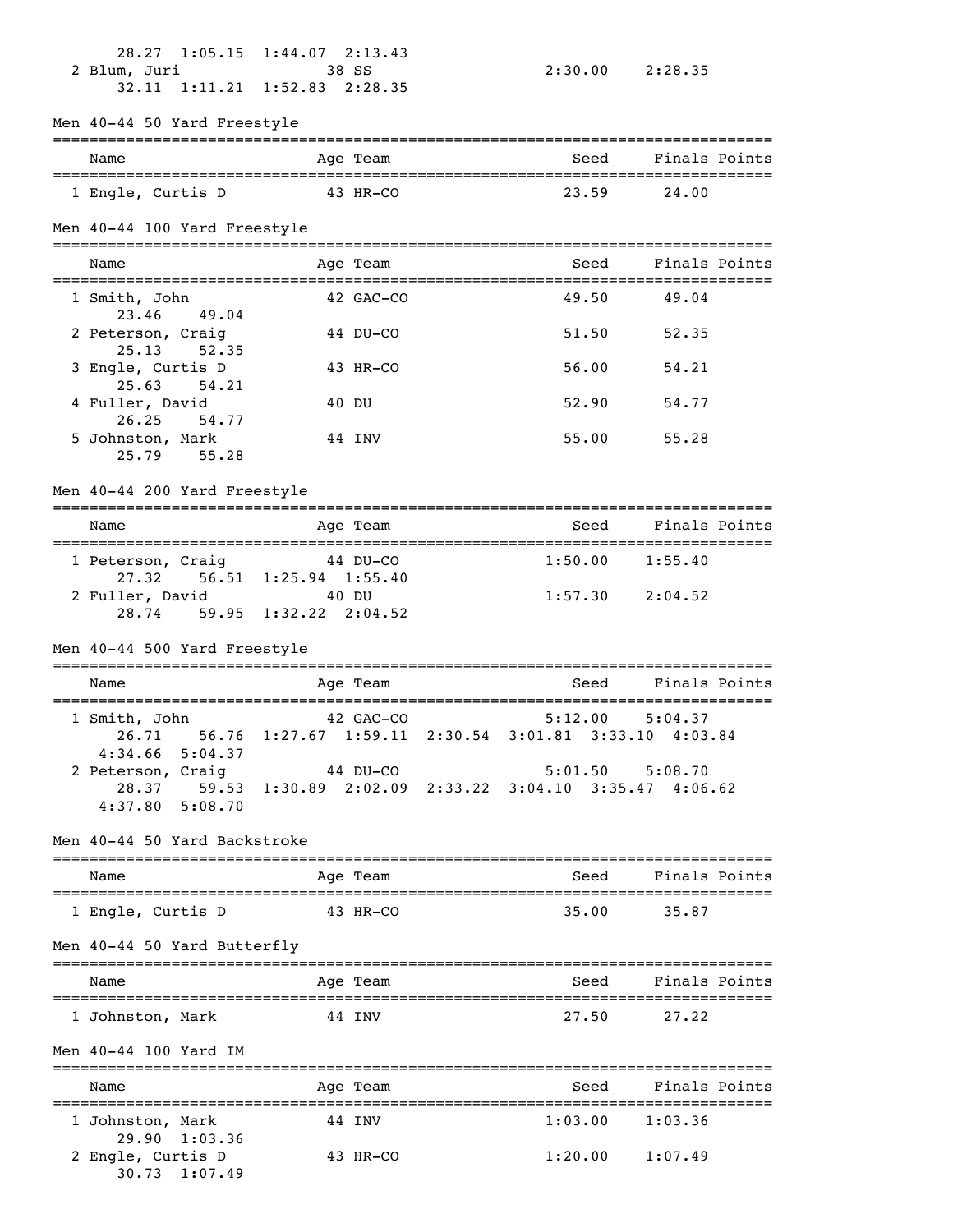28.27 1:05.15 1:44.07 2:13.43

| Name | Age | Team | Seed | Finals | Points |
|---|---|---|---|---|---|
| 2 Blum, Juri | 38 | SS | 2:30.00 | 2:28.35 | |
| 32.11 1:11.21 1:52.83 2:28.35 | | | | | |

## Men 40-44 50 Yard Freestyle

| Name | Age | Team | Seed | Finals | Points |
|---|---|---|---|---|---|
| 1 Engle, Curtis D | 43 | HR-CO | 23.59 | 24.00 | |

## Men 40-44 100 Yard Freestyle

| Name | Age | Team | Seed | Finals | Points |
|---|---|---|---|---|---|
| 1 Smith, John | 42 | GAC-CO | 49.50 | 49.04 | |
| 23.46 49.04 | | | | | |
| 2 Peterson, Craig | 44 | DU-CO | 51.50 | 52.35 | |
| 25.13 52.35 | | | | | |
| 3 Engle, Curtis D | 43 | HR-CO | 56.00 | 54.21 | |
| 25.63 54.21 | | | | | |
| 4 Fuller, David | 40 | DU | 52.90 | 54.77 | |
| 26.25 54.77 | | | | | |
| 5 Johnston, Mark | 44 | INV | 55.00 | 55.28 | |
| 25.79 55.28 | | | | | |

## Men 40-44 200 Yard Freestyle

| Name | Age | Team | Seed | Finals | Points |
|---|---|---|---|---|---|
| 1 Peterson, Craig | 44 | DU-CO | 1:50.00 | 1:55.40 | |
| 27.32 56.51 1:25.94 1:55.40 | | | | | |
| 2 Fuller, David | 40 | DU | 1:57.30 | 2:04.52 | |
| 28.74 59.95 1:32.22 2:04.52 | | | | | |

## Men 40-44 500 Yard Freestyle

| Name | Age | Team | Seed | Finals | Points |
|---|---|---|---|---|---|
| 1 Smith, John | 42 | GAC-CO | 5:12.00 | 5:04.37 | |
| 26.71 56.76 1:27.67 1:59.11 2:30.54 3:01.81 3:33.10 4:03.84 4:34.66 5:04.37 | | | | | |
| 2 Peterson, Craig | 44 | DU-CO | 5:01.50 | 5:08.70 | |
| 28.37 59.53 1:30.89 2:02.09 2:33.22 3:04.10 3:35.47 4:06.62 4:37.80 5:08.70 | | | | | |

## Men 40-44 50 Yard Backstroke

| Name | Age | Team | Seed | Finals | Points |
|---|---|---|---|---|---|
| 1 Engle, Curtis D | 43 | HR-CO | 35.00 | 35.87 | |

## Men 40-44 50 Yard Butterfly

| Name | Age | Team | Seed | Finals | Points |
|---|---|---|---|---|---|
| 1 Johnston, Mark | 44 | INV | 27.50 | 27.22 | |

## Men 40-44 100 Yard IM

| Name | Age | Team | Seed | Finals | Points |
|---|---|---|---|---|---|
| 1 Johnston, Mark | 44 | INV | 1:03.00 | 1:03.36 | |
| 29.90 1:03.36 | | | | | |
| 2 Engle, Curtis D | 43 | HR-CO | 1:20.00 | 1:07.49 | |
| 30.73 1:07.49 | | | | | |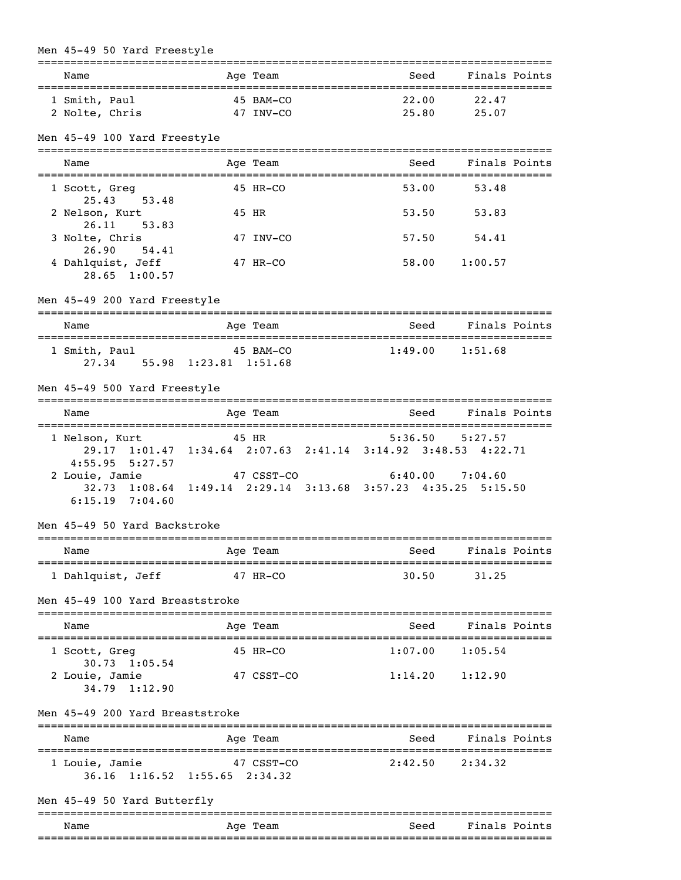## Men 45-49 50 Yard Freestyle

| | Name | Age | Team | Seed | Finals | Points |
|---|---|---|---|---|---|---|
| 1 | Smith, Paul | 45 | BAM-CO | 22.00 | 22.47 | |
| 2 | Nolte, Chris | 47 | INV-CO | 25.80 | 25.07 | |

## Men 45-49 100 Yard Freestyle

| | Name | Age | Team | Seed | Finals | Points |
|---|---|---|---|---|---|---|
| 1 | Scott, Greg | 45 | HR-CO | 53.00 | 53.48 | |
| | 25.43 53.48 | | | | | |
| 2 | Nelson, Kurt | 45 | HR | 53.50 | 53.83 | |
| | 26.11 53.83 | | | | | |
| 3 | Nolte, Chris | 47 | INV-CO | 57.50 | 54.41 | |
| | 26.90 54.41 | | | | | |
| 4 | Dahlquist, Jeff | 47 | HR-CO | 58.00 | 1:00.57 | |
| | 28.65 1:00.57 | | | | | |

## Men 45-49 200 Yard Freestyle

| | Name | Age | Team | Seed | Finals | Points |
|---|---|---|---|---|---|---|
| 1 | Smith, Paul | 45 | BAM-CO | 1:49.00 | 1:51.68 | |
| | 27.34 55.98 1:23.81 1:51.68 | | | | | |

## Men 45-49 500 Yard Freestyle

| | Name | Age | Team | Seed | Finals | Points |
|---|---|---|---|---|---|---|
| 1 | Nelson, Kurt | 45 | HR | 5:36.50 | 5:27.57 | |
| | 29.17 1:01.47 1:34.64 2:07.63 2:41.14 3:14.92 3:48.53 4:22.71 4:55.95 5:27.57 | | | | | |
| 2 | Louie, Jamie | 47 | CSST-CO | 6:40.00 | 7:04.60 | |
| | 32.73 1:08.64 1:49.14 2:29.14 3:13.68 3:57.23 4:35.25 5:15.50 6:15.19 7:04.60 | | | | | |

## Men 45-49 50 Yard Backstroke

| | Name | Age | Team | Seed | Finals | Points |
|---|---|---|---|---|---|---|
| 1 | Dahlquist, Jeff | 47 | HR-CO | 30.50 | 31.25 | |

## Men 45-49 100 Yard Breaststroke

| | Name | Age | Team | Seed | Finals | Points |
|---|---|---|---|---|---|---|
| 1 | Scott, Greg | 45 | HR-CO | 1:07.00 | 1:05.54 | |
| | 30.73 1:05.54 | | | | | |
| 2 | Louie, Jamie | 47 | CSST-CO | 1:14.20 | 1:12.90 | |
| | 34.79 1:12.90 | | | | | |

## Men 45-49 200 Yard Breaststroke

| | Name | Age | Team | Seed | Finals | Points |
|---|---|---|---|---|---|---|
| 1 | Louie, Jamie | 47 | CSST-CO | 2:42.50 | 2:34.32 | |
| | 36.16 1:16.52 1:55.65 2:34.32 | | | | | |

## Men 45-49 50 Yard Butterfly

| | Name | Age | Team | Seed | Finals | Points |
|---|---|---|---|---|---|---|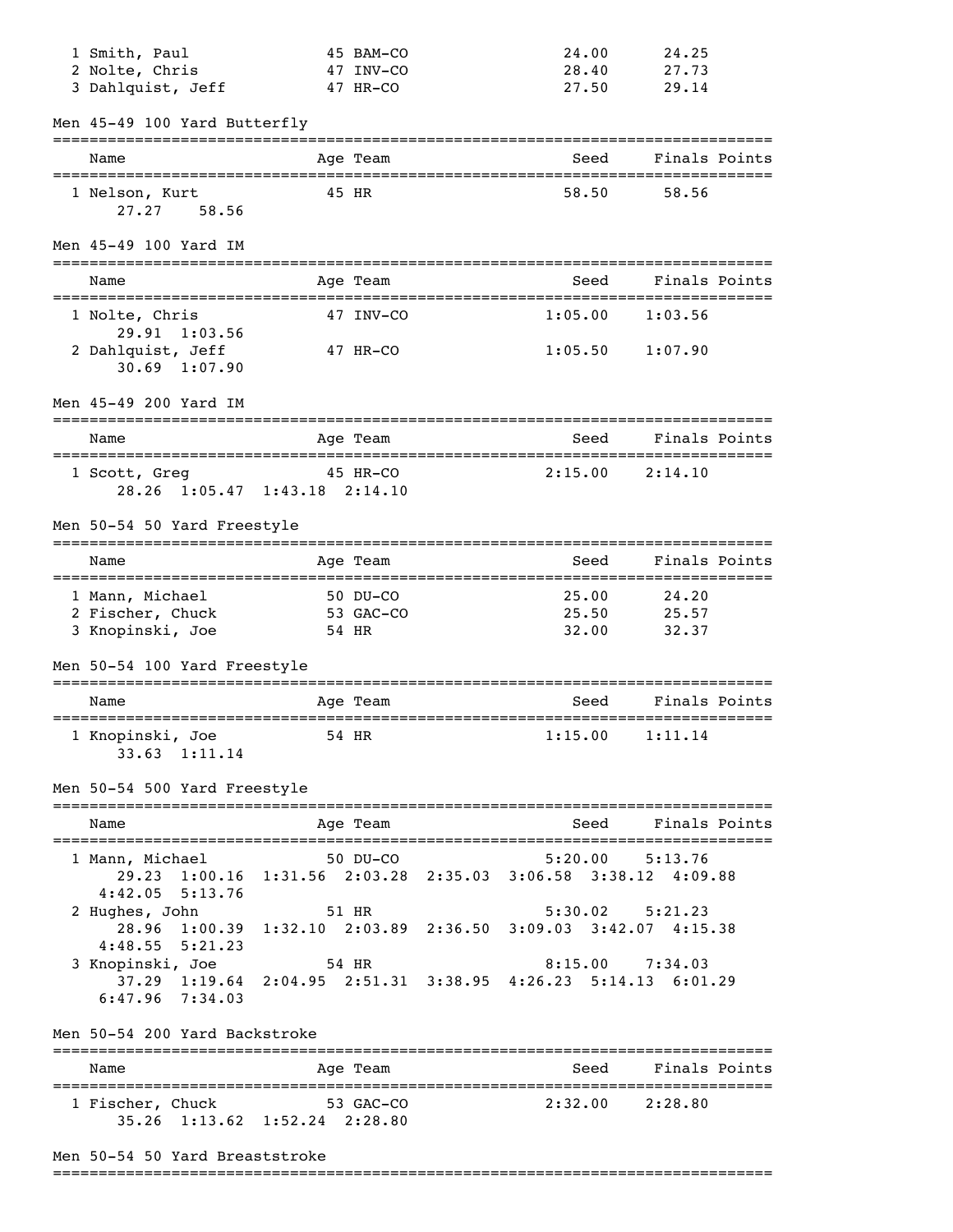| Name | Age | Team | Seed | Finals | Points |
|---|---|---|---|---|---|
| 1 Smith, Paul | 45 | BAM-CO | 24.00 | 24.25 | |
| 2 Nolte, Chris | 47 | INV-CO | 28.40 | 27.73 | |
| 3 Dahlquist, Jeff | 47 | HR-CO | 27.50 | 29.14 | |

## Men 45-49 100 Yard Butterfly

| Name | Age | Team | Seed | Finals | Points |
|---|---|---|---|---|---|
| 1 Nelson, Kurt | 45 | HR | 58.50 | 58.56 | |
| 27.27 58.56 | | | | | |

## Men 45-49 100 Yard IM

| Name | Age | Team | Seed | Finals | Points |
|---|---|---|---|---|---|
| 1 Nolte, Chris | 47 | INV-CO | 1:05.00 | 1:03.56 | |
| 29.91 1:03.56 | | | | | |
| 2 Dahlquist, Jeff | 47 | HR-CO | 1:05.50 | 1:07.90 | |
| 30.69 1:07.90 | | | | | |

## Men 45-49 200 Yard IM

| Name | Age | Team | Seed | Finals | Points |
|---|---|---|---|---|---|
| 1 Scott, Greg | 45 | HR-CO | 2:15.00 | 2:14.10 | |
| 28.26 1:05.47 1:43.18 2:14.10 | | | | | |

## Men 50-54 50 Yard Freestyle

| Name | Age | Team | Seed | Finals | Points |
|---|---|---|---|---|---|
| 1 Mann, Michael | 50 | DU-CO | 25.00 | 24.20 | |
| 2 Fischer, Chuck | 53 | GAC-CO | 25.50 | 25.57 | |
| 3 Knopinski, Joe | 54 | HR | 32.00 | 32.37 | |

## Men 50-54 100 Yard Freestyle

| Name | Age | Team | Seed | Finals | Points |
|---|---|---|---|---|---|
| 1 Knopinski, Joe | 54 | HR | 1:15.00 | 1:11.14 | |
| 33.63 1:11.14 | | | | | |

## Men 50-54 500 Yard Freestyle

| Name | Age | Team | Seed | Finals | Points |
|---|---|---|---|---|---|
| 1 Mann, Michael | 50 | DU-CO | 5:20.00 | 5:13.76 | |
| 29.23 1:00.16 1:31.56 2:03.28 2:35.03 3:06.58 3:38.12 4:09.88 4:42.05 5:13.76 | | | | | |
| 2 Hughes, John | 51 | HR | 5:30.02 | 5:21.23 | |
| 28.96 1:00.39 1:32.10 2:03.89 2:36.50 3:09.03 3:42.07 4:15.38 4:48.55 5:21.23 | | | | | |
| 3 Knopinski, Joe | 54 | HR | 8:15.00 | 7:34.03 | |
| 37.29 1:19.64 2:04.95 2:51.31 3:38.95 4:26.23 5:14.13 6:01.29 6:47.96 7:34.03 | | | | | |

## Men 50-54 200 Yard Backstroke

| Name | Age | Team | Seed | Finals | Points |
|---|---|---|---|---|---|
| 1 Fischer, Chuck | 53 | GAC-CO | 2:32.00 | 2:28.80 | |
| 35.26 1:13.62 1:52.24 2:28.80 | | | | | |

## Men 50-54 50 Yard Breaststroke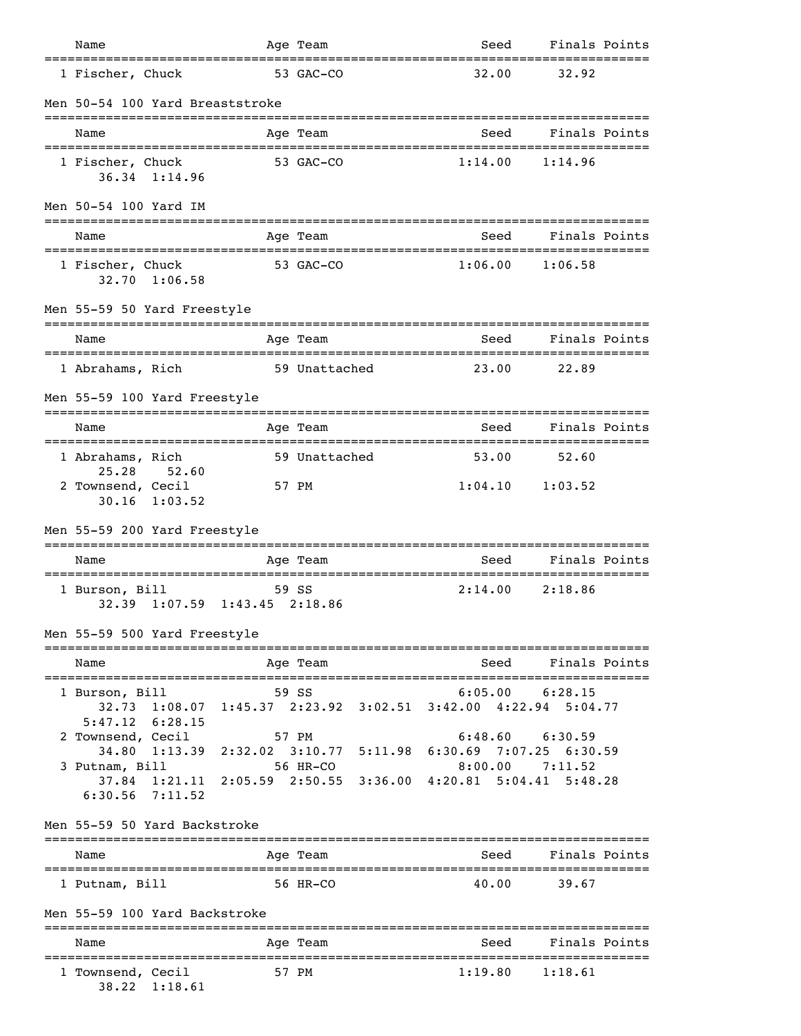| Name | Age | Team | Seed | Finals | Points |
|---|---|---|---|---|---|
| 1 Fischer, Chuck | 53 | GAC-CO | 32.00 | 32.92 | |

## Men 50-54 100 Yard Breaststroke

| Name | Age | Team | Seed | Finals | Points |
|---|---|---|---|---|---|
| 1 Fischer, Chuck | 53 | GAC-CO | 1:14.00 | 1:14.96 | |
| 36.34 1:14.96 | | | | | |

## Men 50-54 100 Yard IM

| Name | Age | Team | Seed | Finals | Points |
|---|---|---|---|---|---|
| 1 Fischer, Chuck | 53 | GAC-CO | 1:06.00 | 1:06.58 | |
| 32.70 1:06.58 | | | | | |

## Men 55-59 50 Yard Freestyle

| Name | Age | Team | Seed | Finals | Points |
|---|---|---|---|---|---|
| 1 Abrahams, Rich | 59 | Unattached | 23.00 | 22.89 | |

## Men 55-59 100 Yard Freestyle

| Name | Age | Team | Seed | Finals | Points |
|---|---|---|---|---|---|
| 1 Abrahams, Rich | 59 | Unattached | 53.00 | 52.60 | |
| 25.28 52.60 | | | | | |
| 2 Townsend, Cecil | 57 | PM | 1:04.10 | 1:03.52 | |
| 30.16 1:03.52 | | | | | |

## Men 55-59 200 Yard Freestyle

| Name | Age | Team | Seed | Finals | Points |
|---|---|---|---|---|---|
| 1 Burson, Bill | 59 | SS | 2:14.00 | 2:18.86 | |
| 32.39 1:07.59 1:43.45 2:18.86 | | | | | |

## Men 55-59 500 Yard Freestyle

| Name | Age | Team | Seed | Finals | Points |
|---|---|---|---|---|---|
| 1 Burson, Bill | 59 | SS | 6:05.00 | 6:28.15 | |
| 32.73 1:08.07 1:45.37 2:23.92 3:02.51 3:42.00 4:22.94 5:04.77 5:47.12 6:28.15 | | | | | |
| 2 Townsend, Cecil | 57 | PM | 6:48.60 | 6:30.59 | |
| 34.80 1:13.39 2:32.02 3:10.77 5:11.98 6:30.69 7:07.25 6:30.59 | | | | | |
| 3 Putnam, Bill | 56 | HR-CO | 8:00.00 | 7:11.52 | |
| 37.84 1:21.11 2:05.59 2:50.55 3:36.00 4:20.81 5:04.41 5:48.28 6:30.56 7:11.52 | | | | | |

## Men 55-59 50 Yard Backstroke

| Name | Age | Team | Seed | Finals | Points |
|---|---|---|---|---|---|
| 1 Putnam, Bill | 56 | HR-CO | 40.00 | 39.67 | |

## Men 55-59 100 Yard Backstroke

| Name | Age | Team | Seed | Finals | Points |
|---|---|---|---|---|---|
| 1 Townsend, Cecil | 57 | PM | 1:19.80 | 1:18.61 | |
| 38.22 1:18.61 | | | | | |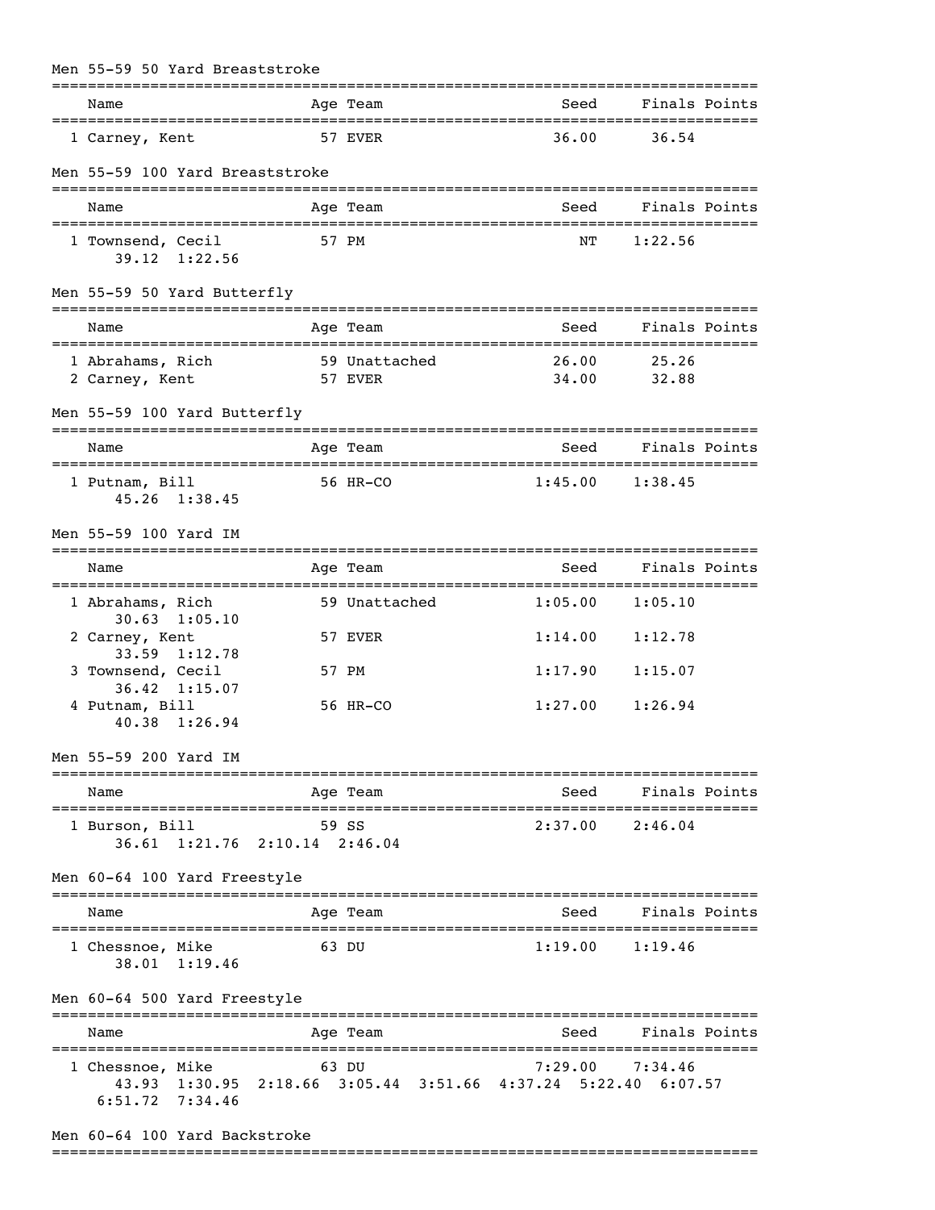## Men 55-59 50 Yard Breaststroke

| Name | Age | Team | Seed | Finals | Points |
|---|---|---|---|---|---|
| 1 Carney, Kent | 57 | EVER | 36.00 | 36.54 | |

## Men 55-59 100 Yard Breaststroke

| Name | Age | Team | Seed | Finals | Points |
|---|---|---|---|---|---|
| 1 Townsend, Cecil | 57 | PM | NT | 1:22.56 | |
| 39.12  1:22.56 | | | | | |

## Men 55-59 50 Yard Butterfly

| Name | Age | Team | Seed | Finals | Points |
|---|---|---|---|---|---|
| 1 Abrahams, Rich | 59 | Unattached | 26.00 | 25.26 | |
| 2 Carney, Kent | 57 | EVER | 34.00 | 32.88 | |

## Men 55-59 100 Yard Butterfly

| Name | Age | Team | Seed | Finals | Points |
|---|---|---|---|---|---|
| 1 Putnam, Bill | 56 | HR-CO | 1:45.00 | 1:38.45 | |
| 45.26  1:38.45 | | | | | |

## Men 55-59 100 Yard IM

| Name | Age | Team | Seed | Finals | Points |
|---|---|---|---|---|---|
| 1 Abrahams, Rich | 59 | Unattached | 1:05.00 | 1:05.10 | |
| 30.63  1:05.10 | | | | | |
| 2 Carney, Kent | 57 | EVER | 1:14.00 | 1:12.78 | |
| 33.59  1:12.78 | | | | | |
| 3 Townsend, Cecil | 57 | PM | 1:17.90 | 1:15.07 | |
| 36.42  1:15.07 | | | | | |
| 4 Putnam, Bill | 56 | HR-CO | 1:27.00 | 1:26.94 | |
| 40.38  1:26.94 | | | | | |

## Men 55-59 200 Yard IM

| Name | Age | Team | Seed | Finals | Points |
|---|---|---|---|---|---|
| 1 Burson, Bill | 59 | SS | 2:37.00 | 2:46.04 | |
| 36.61  1:21.76  2:10.14  2:46.04 | | | | | |

## Men 60-64 100 Yard Freestyle

| Name | Age | Team | Seed | Finals | Points |
|---|---|---|---|---|---|
| 1 Chessnoe, Mike | 63 | DU | 1:19.00 | 1:19.46 | |
| 38.01  1:19.46 | | | | | |

## Men 60-64 500 Yard Freestyle

| Name | Age | Team | Seed | Finals | Points |
|---|---|---|---|---|---|
| 1 Chessnoe, Mike | 63 | DU | 7:29.00 | 7:34.46 | |
| 43.93  1:30.95  2:18.66  3:05.44  3:51.66  4:37.24  5:22.40  6:07.57  6:51.72  7:34.46 | | | | | |

## Men 60-64 100 Yard Backstroke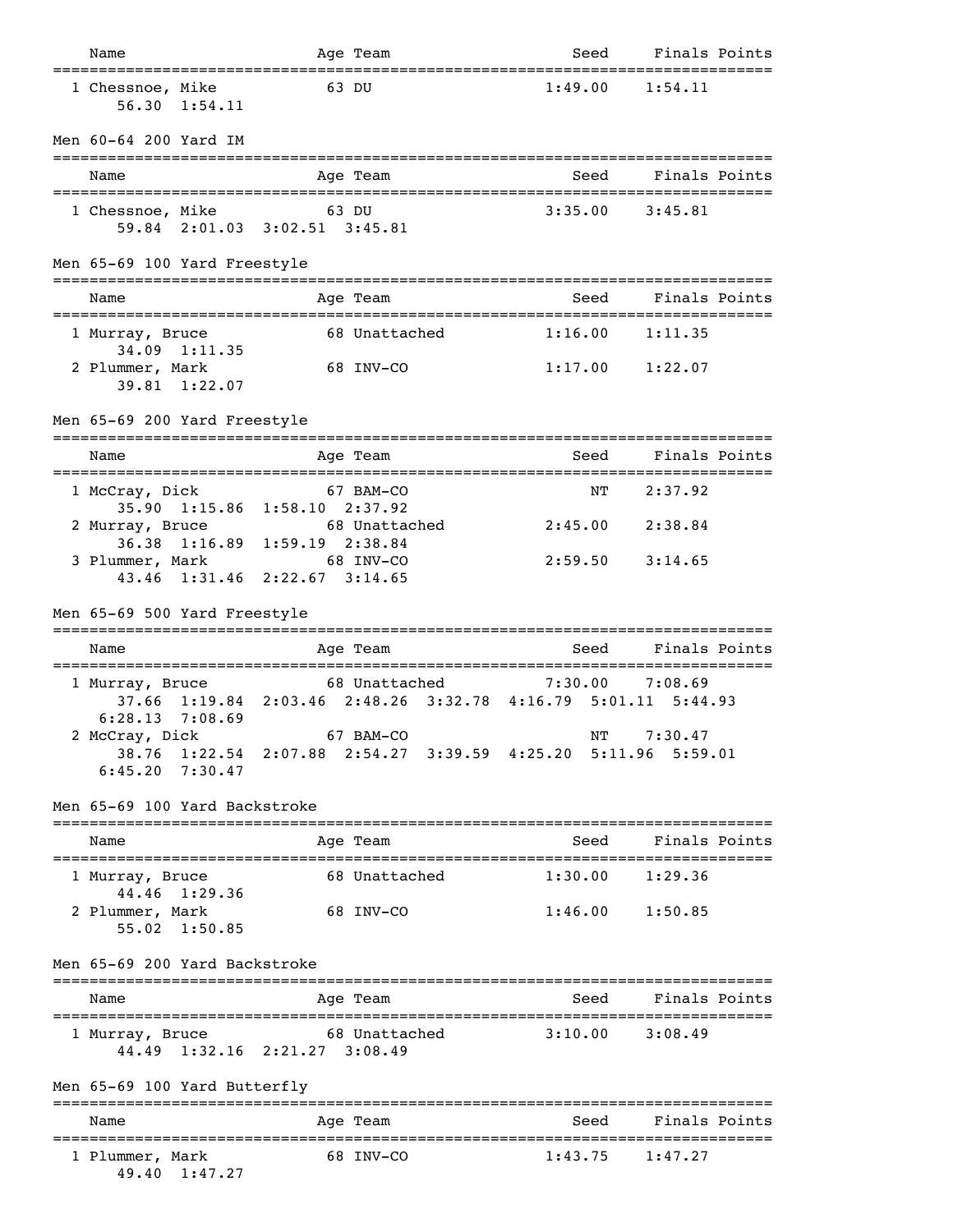| Name | Age | Team | Seed | Finals | Points |
|---|---|---|---|---|---|
| 1 Chessnoe, Mike | 63 | DU | 1:49.00 | 1:54.11 | |
| 56.30 1:54.11 | | | | | |

### Men 60-64 200 Yard IM

| Name | Age | Team | Seed | Finals | Points |
|---|---|---|---|---|---|
| 1 Chessnoe, Mike | 63 | DU | 3:35.00 | 3:45.81 | |
| 59.84 2:01.03 3:02.51 3:45.81 | | | | | |

### Men 65-69 100 Yard Freestyle

| Name | Age | Team | Seed | Finals | Points |
|---|---|---|---|---|---|
| 1 Murray, Bruce | 68 | Unattached | 1:16.00 | 1:11.35 | |
| 34.09 1:11.35 | | | | | |
| 2 Plummer, Mark | 68 | INV-CO | 1:17.00 | 1:22.07 | |
| 39.81 1:22.07 | | | | | |

### Men 65-69 200 Yard Freestyle

| Name | Age | Team | Seed | Finals | Points |
|---|---|---|---|---|---|
| 1 McCray, Dick | 67 | BAM-CO | NT | 2:37.92 | |
| 35.90 1:15.86 1:58.10 2:37.92 | | | | | |
| 2 Murray, Bruce | 68 | Unattached | 2:45.00 | 2:38.84 | |
| 36.38 1:16.89 1:59.19 2:38.84 | | | | | |
| 3 Plummer, Mark | 68 | INV-CO | 2:59.50 | 3:14.65 | |
| 43.46 1:31.46 2:22.67 3:14.65 | | | | | |

### Men 65-69 500 Yard Freestyle

| Name | Age | Team | Seed | Finals | Points |
|---|---|---|---|---|---|
| 1 Murray, Bruce | 68 | Unattached | 7:30.00 | 7:08.69 | |
| 37.66 1:19.84 2:03.46 2:48.26 3:32.78 4:16.79 5:01.11 5:44.93 6:28.13 7:08.69 | | | | | |
| 2 McCray, Dick | 67 | BAM-CO | NT | 7:30.47 | |
| 38.76 1:22.54 2:07.88 2:54.27 3:39.59 4:25.20 5:11.96 5:59.01 6:45.20 7:30.47 | | | | | |

### Men 65-69 100 Yard Backstroke

| Name | Age | Team | Seed | Finals | Points |
|---|---|---|---|---|---|
| 1 Murray, Bruce | 68 | Unattached | 1:30.00 | 1:29.36 | |
| 44.46 1:29.36 | | | | | |
| 2 Plummer, Mark | 68 | INV-CO | 1:46.00 | 1:50.85 | |
| 55.02 1:50.85 | | | | | |

### Men 65-69 200 Yard Backstroke

| Name | Age | Team | Seed | Finals | Points |
|---|---|---|---|---|---|
| 1 Murray, Bruce | 68 | Unattached | 3:10.00 | 3:08.49 | |
| 44.49 1:32.16 2:21.27 3:08.49 | | | | | |

### Men 65-69 100 Yard Butterfly

| Name | Age | Team | Seed | Finals | Points |
|---|---|---|---|---|---|
| 1 Plummer, Mark | 68 | INV-CO | 1:43.75 | 1:47.27 | |
| 49.40 1:47.27 | | | | | |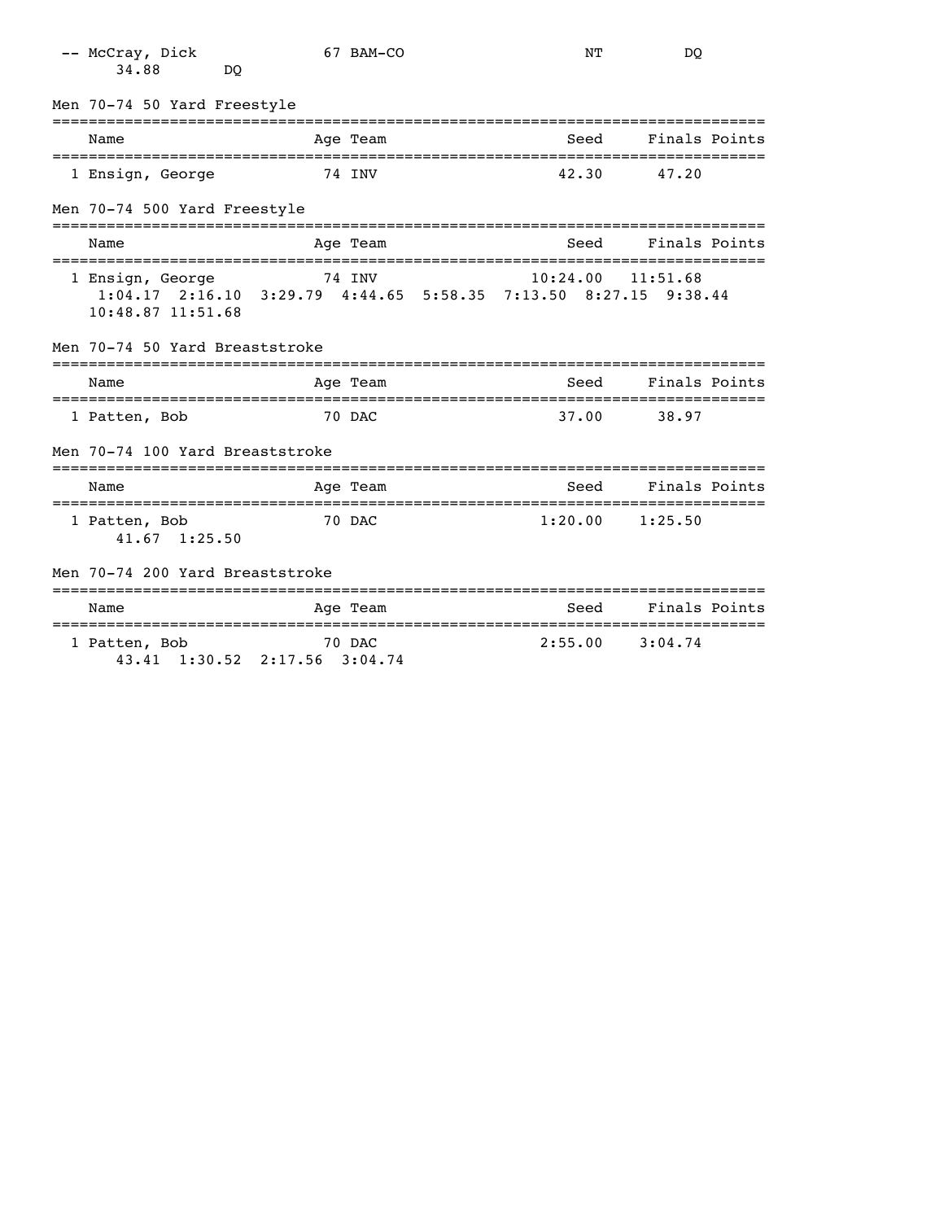| | | | | | | |
|---|---|---|---|---|---|---|
| -- | McCray, Dick | 67 | BAM-CO | NT | DQ | |
| | 34.88 DQ | | | | | |

## Men 70-74 50 Yard Freestyle

| | Name | Age | Team | Seed | Finals | Points |
|---|---|---|---|---|---|---|
| 1 | Ensign, George | 74 | INV | 42.30 | 47.20 | |

## Men 70-74 500 Yard Freestyle

| | Name | Age | Team | Seed | Finals | Points |
|---|---|---|---|---|---|---|
| 1 | Ensign, George | 74 | INV | 10:24.00 | 11:51.68 | |
| | 1:04.17 2:16.10 3:29.79 4:44.65 5:58.35 7:13.50 8:27.15 9:38.44 10:48.87 11:51.68 | | | | | |

## Men 70-74 50 Yard Breaststroke

| | Name | Age | Team | Seed | Finals | Points |
|---|---|---|---|---|---|---|
| 1 | Patten, Bob | 70 | DAC | 37.00 | 38.97 | |

## Men 70-74 100 Yard Breaststroke

| | Name | Age | Team | Seed | Finals | Points |
|---|---|---|---|---|---|---|
| 1 | Patten, Bob | 70 | DAC | 1:20.00 | 1:25.50 | |
| | 41.67 1:25.50 | | | | | |

## Men 70-74 200 Yard Breaststroke

| | Name | Age | Team | Seed | Finals | Points |
|---|---|---|---|---|---|---|
| 1 | Patten, Bob | 70 | DAC | 2:55.00 | 3:04.74 | |
| | 43.41 1:30.52 2:17.56 3:04.74 | | | | | |